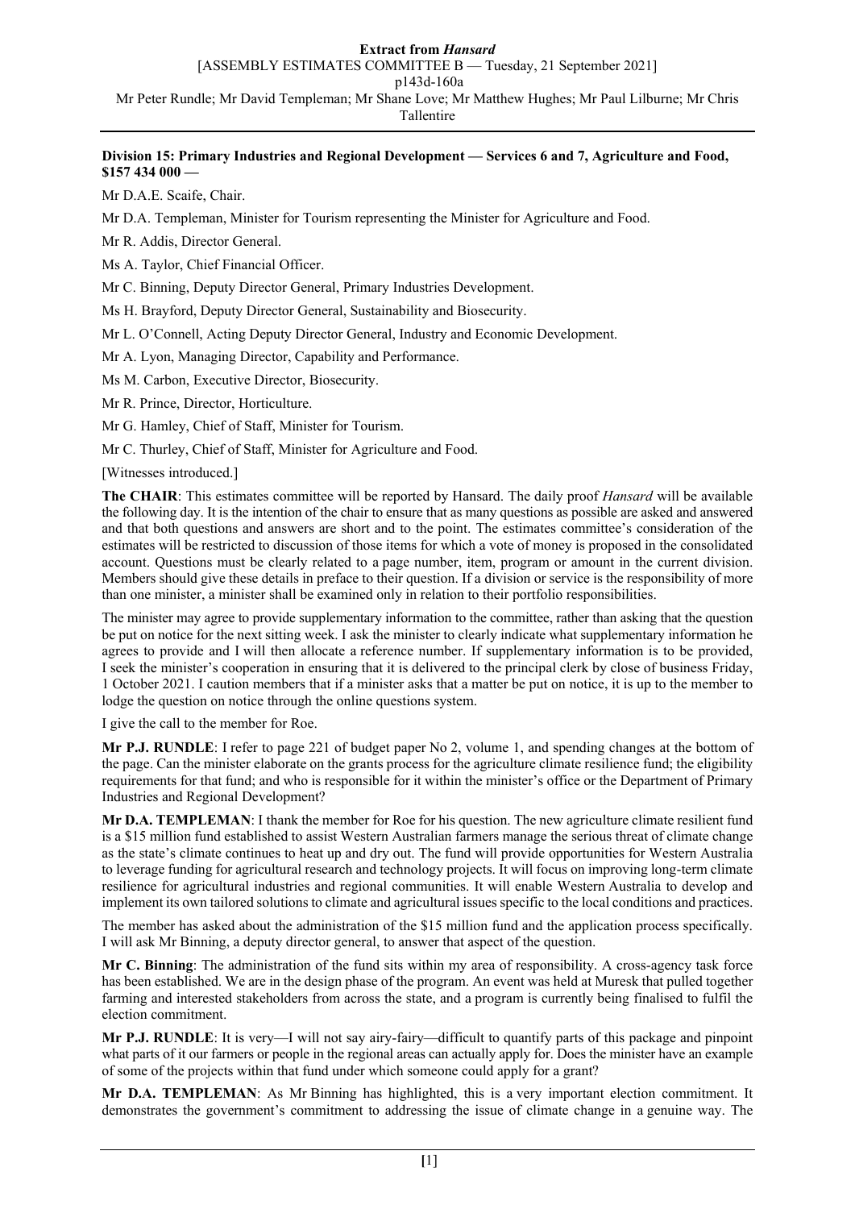**Extract from *Hansard***

[ASSEMBLY ESTIMATES COMMITTEE B — Tuesday, 21 September 2021]

p143d-160a

Mr Peter Rundle; Mr David Templeman; Mr Shane Love; Mr Matthew Hughes; Mr Paul Lilburne; Mr Chris Tallentire

**Division 15: Primary Industries and Regional Development — Services 6 and 7, Agriculture and Food, $157 434 000 —**

Mr D.A.E. Scaife, Chair.

Mr D.A. Templeman, Minister for Tourism representing the Minister for Agriculture and Food.

Mr R. Addis, Director General.

Ms A. Taylor, Chief Financial Officer.

Mr C. Binning, Deputy Director General, Primary Industries Development.

Ms H. Brayford, Deputy Director General, Sustainability and Biosecurity.

Mr L. O'Connell, Acting Deputy Director General, Industry and Economic Development.

Mr A. Lyon, Managing Director, Capability and Performance.

Ms M. Carbon, Executive Director, Biosecurity.

Mr R. Prince, Director, Horticulture.

Mr G. Hamley, Chief of Staff, Minister for Tourism.

Mr C. Thurley, Chief of Staff, Minister for Agriculture and Food.

[Witnesses introduced.]

**The CHAIR**: This estimates committee will be reported by Hansard. The daily proof *Hansard* will be available the following day. It is the intention of the chair to ensure that as many questions as possible are asked and answered and that both questions and answers are short and to the point. The estimates committee's consideration of the estimates will be restricted to discussion of those items for which a vote of money is proposed in the consolidated account. Questions must be clearly related to a page number, item, program or amount in the current division. Members should give these details in preface to their question. If a division or service is the responsibility of more than one minister, a minister shall be examined only in relation to their portfolio responsibilities.

The minister may agree to provide supplementary information to the committee, rather than asking that the question be put on notice for the next sitting week. I ask the minister to clearly indicate what supplementary information he agrees to provide and I will then allocate a reference number. If supplementary information is to be provided, I seek the minister's cooperation in ensuring that it is delivered to the principal clerk by close of business Friday, 1 October 2021. I caution members that if a minister asks that a matter be put on notice, it is up to the member to lodge the question on notice through the online questions system.

I give the call to the member for Roe.

**Mr P.J. RUNDLE**: I refer to page 221 of budget paper No 2, volume 1, and spending changes at the bottom of the page. Can the minister elaborate on the grants process for the agriculture climate resilience fund; the eligibility requirements for that fund; and who is responsible for it within the minister's office or the Department of Primary Industries and Regional Development?

**Mr D.A. TEMPLEMAN**: I thank the member for Roe for his question. The new agriculture climate resilient fund is a $15 million fund established to assist Western Australian farmers manage the serious threat of climate change as the state's climate continues to heat up and dry out. The fund will provide opportunities for Western Australia to leverage funding for agricultural research and technology projects. It will focus on improving long-term climate resilience for agricultural industries and regional communities. It will enable Western Australia to develop and implement its own tailored solutions to climate and agricultural issues specific to the local conditions and practices.

The member has asked about the administration of the $15 million fund and the application process specifically. I will ask Mr Binning, a deputy director general, to answer that aspect of the question.

**Mr C. Binning**: The administration of the fund sits within my area of responsibility. A cross-agency task force has been established. We are in the design phase of the program. An event was held at Muresk that pulled together farming and interested stakeholders from across the state, and a program is currently being finalised to fulfil the election commitment.

**Mr P.J. RUNDLE**: It is very—I will not say airy-fairy—difficult to quantify parts of this package and pinpoint what parts of it our farmers or people in the regional areas can actually apply for. Does the minister have an example of some of the projects within that fund under which someone could apply for a grant?

**Mr D.A. TEMPLEMAN**: As Mr Binning has highlighted, this is a very important election commitment. It demonstrates the government's commitment to addressing the issue of climate change in a genuine way. The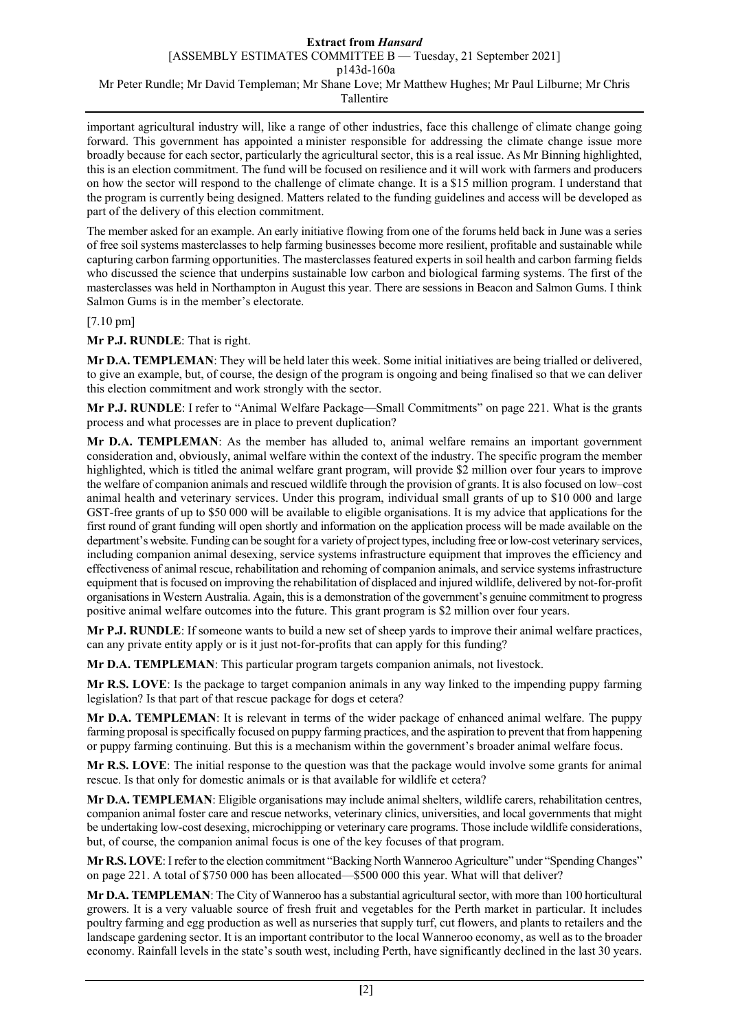important agricultural industry will, like a range of other industries, face this challenge of climate change going forward. This government has appointed a minister responsible for addressing the climate change issue more broadly because for each sector, particularly the agricultural sector, this is a real issue. As Mr Binning highlighted, this is an election commitment. The fund will be focused on resilience and it will work with farmers and producers on how the sector will respond to the challenge of climate change. It is a $15 million program. I understand that the program is currently being designed. Matters related to the funding guidelines and access will be developed as part of the delivery of this election commitment.

The member asked for an example. An early initiative flowing from one of the forums held back in June was a series of free soil systems masterclasses to help farming businesses become more resilient, profitable and sustainable while capturing carbon farming opportunities. The masterclasses featured experts in soil health and carbon farming fields who discussed the science that underpins sustainable low carbon and biological farming systems. The first of the masterclasses was held in Northampton in August this year. There are sessions in Beacon and Salmon Gums. I think Salmon Gums is in the member's electorate.

[7.10 pm]

**Mr P.J. RUNDLE**: That is right.

**Mr D.A. TEMPLEMAN**: They will be held later this week. Some initial initiatives are being trialled or delivered, to give an example, but, of course, the design of the program is ongoing and being finalised so that we can deliver this election commitment and work strongly with the sector.

**Mr P.J. RUNDLE**: I refer to "Animal Welfare Package—Small Commitments" on page 221. What is the grants process and what processes are in place to prevent duplication?

**Mr D.A. TEMPLEMAN**: As the member has alluded to, animal welfare remains an important government consideration and, obviously, animal welfare within the context of the industry. The specific program the member highlighted, which is titled the animal welfare grant program, will provide $2 million over four years to improve the welfare of companion animals and rescued wildlife through the provision of grants. It is also focused on low–cost animal health and veterinary services. Under this program, individual small grants of up to $10 000 and large GST-free grants of up to $50 000 will be available to eligible organisations. It is my advice that applications for the first round of grant funding will open shortly and information on the application process will be made available on the department's website. Funding can be sought for a variety of project types, including free or low-cost veterinary services, including companion animal desexing, service systems infrastructure equipment that improves the efficiency and effectiveness of animal rescue, rehabilitation and rehoming of companion animals, and service systems infrastructure equipment that is focused on improving the rehabilitation of displaced and injured wildlife, delivered by not-for-profit organisations in Western Australia. Again, this is a demonstration of the government's genuine commitment to progress positive animal welfare outcomes into the future. This grant program is $2 million over four years.

**Mr P.J. RUNDLE**: If someone wants to build a new set of sheep yards to improve their animal welfare practices, can any private entity apply or is it just not-for-profits that can apply for this funding?

**Mr D.A. TEMPLEMAN**: This particular program targets companion animals, not livestock.

**Mr R.S. LOVE**: Is the package to target companion animals in any way linked to the impending puppy farming legislation? Is that part of that rescue package for dogs et cetera?

**Mr D.A. TEMPLEMAN**: It is relevant in terms of the wider package of enhanced animal welfare. The puppy farming proposal is specifically focused on puppy farming practices, and the aspiration to prevent that from happening or puppy farming continuing. But this is a mechanism within the government's broader animal welfare focus.

**Mr R.S. LOVE**: The initial response to the question was that the package would involve some grants for animal rescue. Is that only for domestic animals or is that available for wildlife et cetera?

**Mr D.A. TEMPLEMAN**: Eligible organisations may include animal shelters, wildlife carers, rehabilitation centres, companion animal foster care and rescue networks, veterinary clinics, universities, and local governments that might be undertaking low-cost desexing, microchipping or veterinary care programs. Those include wildlife considerations, but, of course, the companion animal focus is one of the key focuses of that program.

**Mr R.S. LOVE**: I refer to the election commitment "Backing North Wanneroo Agriculture" under "Spending Changes" on page 221. A total of $750 000 has been allocated—$500 000 this year. What will that deliver?

**Mr D.A. TEMPLEMAN**: The City of Wanneroo has a substantial agricultural sector, with more than 100 horticultural growers. It is a very valuable source of fresh fruit and vegetables for the Perth market in particular. It includes poultry farming and egg production as well as nurseries that supply turf, cut flowers, and plants to retailers and the landscape gardening sector. It is an important contributor to the local Wanneroo economy, as well as to the broader economy. Rainfall levels in the state's south west, including Perth, have significantly declined in the last 30 years.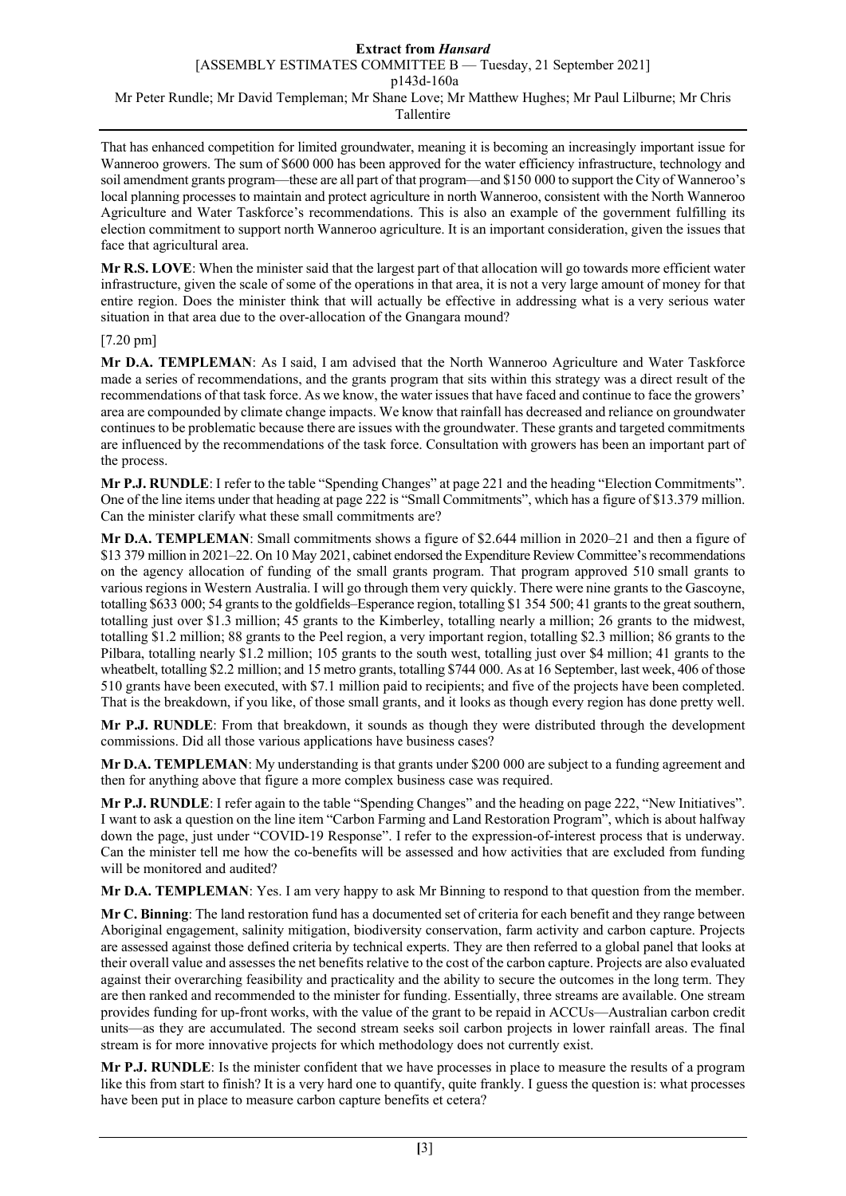That has enhanced competition for limited groundwater, meaning it is becoming an increasingly important issue for Wanneroo growers. The sum of $600 000 has been approved for the water efficiency infrastructure, technology and soil amendment grants program—these are all part of that program—and $150 000 to support the City of Wanneroo's local planning processes to maintain and protect agriculture in north Wanneroo, consistent with the North Wanneroo Agriculture and Water Taskforce's recommendations. This is also an example of the government fulfilling its election commitment to support north Wanneroo agriculture. It is an important consideration, given the issues that face that agricultural area.

**Mr R.S. LOVE**: When the minister said that the largest part of that allocation will go towards more efficient water infrastructure, given the scale of some of the operations in that area, it is not a very large amount of money for that entire region. Does the minister think that will actually be effective in addressing what is a very serious water situation in that area due to the over-allocation of the Gnangara mound?

[7.20 pm]

**Mr D.A. TEMPLEMAN**: As I said, I am advised that the North Wanneroo Agriculture and Water Taskforce made a series of recommendations, and the grants program that sits within this strategy was a direct result of the recommendations of that task force. As we know, the water issues that have faced and continue to face the growers' area are compounded by climate change impacts. We know that rainfall has decreased and reliance on groundwater continues to be problematic because there are issues with the groundwater. These grants and targeted commitments are influenced by the recommendations of the task force. Consultation with growers has been an important part of the process.

**Mr P.J. RUNDLE**: I refer to the table "Spending Changes" at page 221 and the heading "Election Commitments". One of the line items under that heading at page 222 is "Small Commitments", which has a figure of $13.379 million. Can the minister clarify what these small commitments are?

**Mr D.A. TEMPLEMAN**: Small commitments shows a figure of $2.644 million in 2020–21 and then a figure of $13 379 million in 2021–22. On 10 May 2021, cabinet endorsed the Expenditure Review Committee's recommendations on the agency allocation of funding of the small grants program. That program approved 510 small grants to various regions in Western Australia. I will go through them very quickly. There were nine grants to the Gascoyne, totalling $633 000; 54 grants to the goldfields–Esperance region, totalling $1 354 500; 41 grants to the great southern, totalling just over $1.3 million; 45 grants to the Kimberley, totalling nearly a million; 26 grants to the midwest, totalling $1.2 million; 88 grants to the Peel region, a very important region, totalling $2.3 million; 86 grants to the Pilbara, totalling nearly $1.2 million; 105 grants to the south west, totalling just over $4 million; 41 grants to the wheatbelt, totalling $2.2 million; and 15 metro grants, totalling $744 000. As at 16 September, last week, 406 of those 510 grants have been executed, with $7.1 million paid to recipients; and five of the projects have been completed. That is the breakdown, if you like, of those small grants, and it looks as though every region has done pretty well.

**Mr P.J. RUNDLE**: From that breakdown, it sounds as though they were distributed through the development commissions. Did all those various applications have business cases?

**Mr D.A. TEMPLEMAN**: My understanding is that grants under $200 000 are subject to a funding agreement and then for anything above that figure a more complex business case was required.

**Mr P.J. RUNDLE**: I refer again to the table "Spending Changes" and the heading on page 222, "New Initiatives". I want to ask a question on the line item "Carbon Farming and Land Restoration Program", which is about halfway down the page, just under "COVID-19 Response". I refer to the expression-of-interest process that is underway. Can the minister tell me how the co-benefits will be assessed and how activities that are excluded from funding will be monitored and audited?

**Mr D.A. TEMPLEMAN**: Yes. I am very happy to ask Mr Binning to respond to that question from the member.

**Mr C. Binning**: The land restoration fund has a documented set of criteria for each benefit and they range between Aboriginal engagement, salinity mitigation, biodiversity conservation, farm activity and carbon capture. Projects are assessed against those defined criteria by technical experts. They are then referred to a global panel that looks at their overall value and assesses the net benefits relative to the cost of the carbon capture. Projects are also evaluated against their overarching feasibility and practicality and the ability to secure the outcomes in the long term. They are then ranked and recommended to the minister for funding. Essentially, three streams are available. One stream provides funding for up-front works, with the value of the grant to be repaid in ACCUs—Australian carbon credit units—as they are accumulated. The second stream seeks soil carbon projects in lower rainfall areas. The final stream is for more innovative projects for which methodology does not currently exist.

**Mr P.J. RUNDLE**: Is the minister confident that we have processes in place to measure the results of a program like this from start to finish? It is a very hard one to quantify, quite frankly. I guess the question is: what processes have been put in place to measure carbon capture benefits et cetera?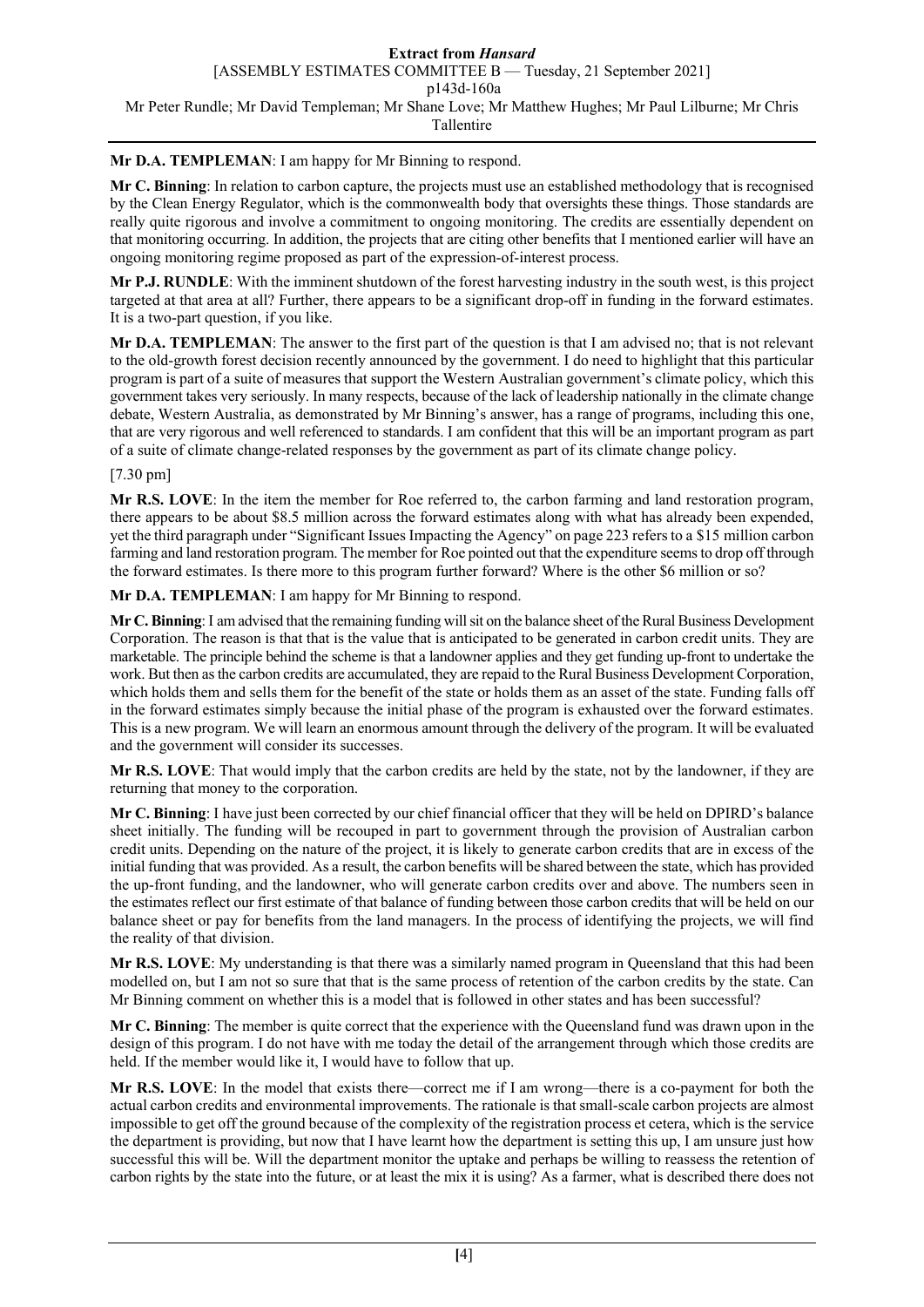**Mr D.A. TEMPLEMAN**: I am happy for Mr Binning to respond.

**Mr C. Binning**: In relation to carbon capture, the projects must use an established methodology that is recognised by the Clean Energy Regulator, which is the commonwealth body that oversights these things. Those standards are really quite rigorous and involve a commitment to ongoing monitoring. The credits are essentially dependent on that monitoring occurring. In addition, the projects that are citing other benefits that I mentioned earlier will have an ongoing monitoring regime proposed as part of the expression-of-interest process.

**Mr P.J. RUNDLE**: With the imminent shutdown of the forest harvesting industry in the south west, is this project targeted at that area at all? Further, there appears to be a significant drop-off in funding in the forward estimates. It is a two-part question, if you like.

**Mr D.A. TEMPLEMAN**: The answer to the first part of the question is that I am advised no; that is not relevant to the old-growth forest decision recently announced by the government. I do need to highlight that this particular program is part of a suite of measures that support the Western Australian government's climate policy, which this government takes very seriously. In many respects, because of the lack of leadership nationally in the climate change debate, Western Australia, as demonstrated by Mr Binning's answer, has a range of programs, including this one, that are very rigorous and well referenced to standards. I am confident that this will be an important program as part of a suite of climate change-related responses by the government as part of its climate change policy.

[7.30 pm]

**Mr R.S. LOVE**: In the item the member for Roe referred to, the carbon farming and land restoration program, there appears to be about $8.5 million across the forward estimates along with what has already been expended, yet the third paragraph under "Significant Issues Impacting the Agency" on page 223 refers to a $15 million carbon farming and land restoration program. The member for Roe pointed out that the expenditure seems to drop off through the forward estimates. Is there more to this program further forward? Where is the other $6 million or so?

**Mr D.A. TEMPLEMAN**: I am happy for Mr Binning to respond.

**Mr C. Binning**: I am advised that the remaining funding will sit on the balance sheet of the Rural Business Development Corporation. The reason is that that is the value that is anticipated to be generated in carbon credit units. They are marketable. The principle behind the scheme is that a landowner applies and they get funding up-front to undertake the work. But then as the carbon credits are accumulated, they are repaid to the Rural Business Development Corporation, which holds them and sells them for the benefit of the state or holds them as an asset of the state. Funding falls off in the forward estimates simply because the initial phase of the program is exhausted over the forward estimates. This is a new program. We will learn an enormous amount through the delivery of the program. It will be evaluated and the government will consider its successes.

**Mr R.S. LOVE**: That would imply that the carbon credits are held by the state, not by the landowner, if they are returning that money to the corporation.

**Mr C. Binning**: I have just been corrected by our chief financial officer that they will be held on DPIRD's balance sheet initially. The funding will be recouped in part to government through the provision of Australian carbon credit units. Depending on the nature of the project, it is likely to generate carbon credits that are in excess of the initial funding that was provided. As a result, the carbon benefits will be shared between the state, which has provided the up-front funding, and the landowner, who will generate carbon credits over and above. The numbers seen in the estimates reflect our first estimate of that balance of funding between those carbon credits that will be held on our balance sheet or pay for benefits from the land managers. In the process of identifying the projects, we will find the reality of that division.

**Mr R.S. LOVE**: My understanding is that there was a similarly named program in Queensland that this had been modelled on, but I am not so sure that that is the same process of retention of the carbon credits by the state. Can Mr Binning comment on whether this is a model that is followed in other states and has been successful?

**Mr C. Binning**: The member is quite correct that the experience with the Queensland fund was drawn upon in the design of this program. I do not have with me today the detail of the arrangement through which those credits are held. If the member would like it, I would have to follow that up.

**Mr R.S. LOVE**: In the model that exists there—correct me if I am wrong—there is a co-payment for both the actual carbon credits and environmental improvements. The rationale is that small-scale carbon projects are almost impossible to get off the ground because of the complexity of the registration process et cetera, which is the service the department is providing, but now that I have learnt how the department is setting this up, I am unsure just how successful this will be. Will the department monitor the uptake and perhaps be willing to reassess the retention of carbon rights by the state into the future, or at least the mix it is using? As a farmer, what is described there does not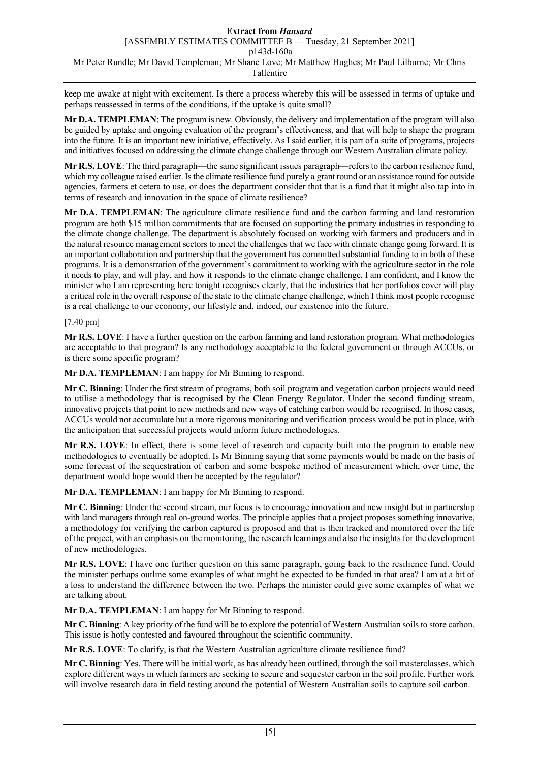keep me awake at night with excitement. Is there a process whereby this will be assessed in terms of uptake and perhaps reassessed in terms of the conditions, if the uptake is quite small?

**Mr D.A. TEMPLEMAN**: The program is new. Obviously, the delivery and implementation of the program will also be guided by uptake and ongoing evaluation of the program's effectiveness, and that will help to shape the program into the future. It is an important new initiative, effectively. As I said earlier, it is part of a suite of programs, projects and initiatives focused on addressing the climate change challenge through our Western Australian climate policy.

**Mr R.S. LOVE**: The third paragraph—the same significant issues paragraph—refers to the carbon resilience fund, which my colleague raised earlier. Is the climate resilience fund purely a grant round or an assistance round for outside agencies, farmers et cetera to use, or does the department consider that that is a fund that it might also tap into in terms of research and innovation in the space of climate resilience?

**Mr D.A. TEMPLEMAN**: The agriculture climate resilience fund and the carbon farming and land restoration program are both $15 million commitments that are focused on supporting the primary industries in responding to the climate change challenge. The department is absolutely focused on working with farmers and producers and in the natural resource management sectors to meet the challenges that we face with climate change going forward. It is an important collaboration and partnership that the government has committed substantial funding to in both of these programs. It is a demonstration of the government's commitment to working with the agriculture sector in the role it needs to play, and will play, and how it responds to the climate change challenge. I am confident, and I know the minister who I am representing here tonight recognises clearly, that the industries that her portfolios cover will play a critical role in the overall response of the state to the climate change challenge, which I think most people recognise is a real challenge to our economy, our lifestyle and, indeed, our existence into the future.

[7.40 pm]

**Mr R.S. LOVE**: I have a further question on the carbon farming and land restoration program. What methodologies are acceptable to that program? Is any methodology acceptable to the federal government or through ACCUs, or is there some specific program?

**Mr D.A. TEMPLEMAN**: I am happy for Mr Binning to respond.

**Mr C. Binning**: Under the first stream of programs, both soil program and vegetation carbon projects would need to utilise a methodology that is recognised by the Clean Energy Regulator. Under the second funding stream, innovative projects that point to new methods and new ways of catching carbon would be recognised. In those cases, ACCUs would not accumulate but a more rigorous monitoring and verification process would be put in place, with the anticipation that successful projects would inform future methodologies.

**Mr R.S. LOVE**: In effect, there is some level of research and capacity built into the program to enable new methodologies to eventually be adopted. Is Mr Binning saying that some payments would be made on the basis of some forecast of the sequestration of carbon and some bespoke method of measurement which, over time, the department would hope would then be accepted by the regulator?

**Mr D.A. TEMPLEMAN**: I am happy for Mr Binning to respond.

**Mr C. Binning**: Under the second stream, our focus is to encourage innovation and new insight but in partnership with land managers through real on-ground works. The principle applies that a project proposes something innovative, a methodology for verifying the carbon captured is proposed and that is then tracked and monitored over the life of the project, with an emphasis on the monitoring, the research learnings and also the insights for the development of new methodologies.

**Mr R.S. LOVE**: I have one further question on this same paragraph, going back to the resilience fund. Could the minister perhaps outline some examples of what might be expected to be funded in that area? I am at a bit of a loss to understand the difference between the two. Perhaps the minister could give some examples of what we are talking about.

**Mr D.A. TEMPLEMAN**: I am happy for Mr Binning to respond.

**Mr C. Binning**: A key priority of the fund will be to explore the potential of Western Australian soils to store carbon. This issue is hotly contested and favoured throughout the scientific community.

**Mr R.S. LOVE**: To clarify, is that the Western Australian agriculture climate resilience fund?

**Mr C. Binning**: Yes. There will be initial work, as has already been outlined, through the soil masterclasses, which explore different ways in which farmers are seeking to secure and sequester carbon in the soil profile. Further work will involve research data in field testing around the potential of Western Australian soils to capture soil carbon.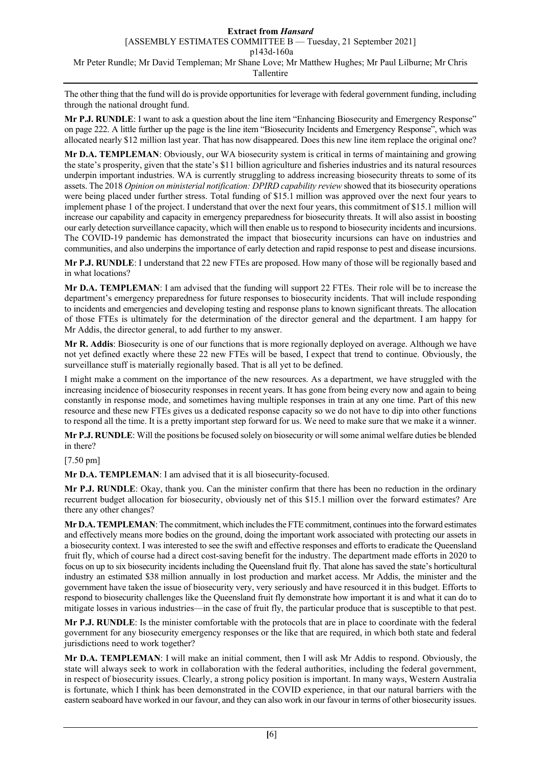The other thing that the fund will do is provide opportunities for leverage with federal government funding, including through the national drought fund.

**Mr P.J. RUNDLE**: I want to ask a question about the line item "Enhancing Biosecurity and Emergency Response" on page 222. A little further up the page is the line item "Biosecurity Incidents and Emergency Response", which was allocated nearly $12 million last year. That has now disappeared. Does this new line item replace the original one?

**Mr D.A. TEMPLEMAN**: Obviously, our WA biosecurity system is critical in terms of maintaining and growing the state's prosperity, given that the state's $11 billion agriculture and fisheries industries and its natural resources underpin important industries. WA is currently struggling to address increasing biosecurity threats to some of its assets. The 2018 *Opinion on ministerial notification: DPIRD capability review* showed that its biosecurity operations were being placed under further stress. Total funding of $15.1 million was approved over the next four years to implement phase 1 of the project. I understand that over the next four years, this commitment of $15.1 million will increase our capability and capacity in emergency preparedness for biosecurity threats. It will also assist in boosting our early detection surveillance capacity, which will then enable us to respond to biosecurity incidents and incursions. The COVID-19 pandemic has demonstrated the impact that biosecurity incursions can have on industries and communities, and also underpins the importance of early detection and rapid response to pest and disease incursions.

**Mr P.J. RUNDLE**: I understand that 22 new FTEs are proposed. How many of those will be regionally based and in what locations?

**Mr D.A. TEMPLEMAN**: I am advised that the funding will support 22 FTEs. Their role will be to increase the department's emergency preparedness for future responses to biosecurity incidents. That will include responding to incidents and emergencies and developing testing and response plans to known significant threats. The allocation of those FTEs is ultimately for the determination of the director general and the department. I am happy for Mr Addis, the director general, to add further to my answer.

**Mr R. Addis**: Biosecurity is one of our functions that is more regionally deployed on average. Although we have not yet defined exactly where these 22 new FTEs will be based, I expect that trend to continue. Obviously, the surveillance stuff is materially regionally based. That is all yet to be defined.

I might make a comment on the importance of the new resources. As a department, we have struggled with the increasing incidence of biosecurity responses in recent years. It has gone from being every now and again to being constantly in response mode, and sometimes having multiple responses in train at any one time. Part of this new resource and these new FTEs gives us a dedicated response capacity so we do not have to dip into other functions to respond all the time. It is a pretty important step forward for us. We need to make sure that we make it a winner.

**Mr P.J. RUNDLE**: Will the positions be focused solely on biosecurity or will some animal welfare duties be blended in there?

[7.50 pm]

**Mr D.A. TEMPLEMAN**: I am advised that it is all biosecurity-focused.

**Mr P.J. RUNDLE**: Okay, thank you. Can the minister confirm that there has been no reduction in the ordinary recurrent budget allocation for biosecurity, obviously net of this $15.1 million over the forward estimates? Are there any other changes?

**Mr D.A. TEMPLEMAN**: The commitment, which includes the FTE commitment, continues into the forward estimates and effectively means more bodies on the ground, doing the important work associated with protecting our assets in a biosecurity context. I was interested to see the swift and effective responses and efforts to eradicate the Queensland fruit fly, which of course had a direct cost-saving benefit for the industry. The department made efforts in 2020 to focus on up to six biosecurity incidents including the Queensland fruit fly. That alone has saved the state's horticultural industry an estimated $38 million annually in lost production and market access. Mr Addis, the minister and the government have taken the issue of biosecurity very, very seriously and have resourced it in this budget. Efforts to respond to biosecurity challenges like the Queensland fruit fly demonstrate how important it is and what it can do to mitigate losses in various industries—in the case of fruit fly, the particular produce that is susceptible to that pest.

**Mr P.J. RUNDLE**: Is the minister comfortable with the protocols that are in place to coordinate with the federal government for any biosecurity emergency responses or the like that are required, in which both state and federal jurisdictions need to work together?

**Mr D.A. TEMPLEMAN**: I will make an initial comment, then I will ask Mr Addis to respond. Obviously, the state will always seek to work in collaboration with the federal authorities, including the federal government, in respect of biosecurity issues. Clearly, a strong policy position is important. In many ways, Western Australia is fortunate, which I think has been demonstrated in the COVID experience, in that our natural barriers with the eastern seaboard have worked in our favour, and they can also work in our favour in terms of other biosecurity issues.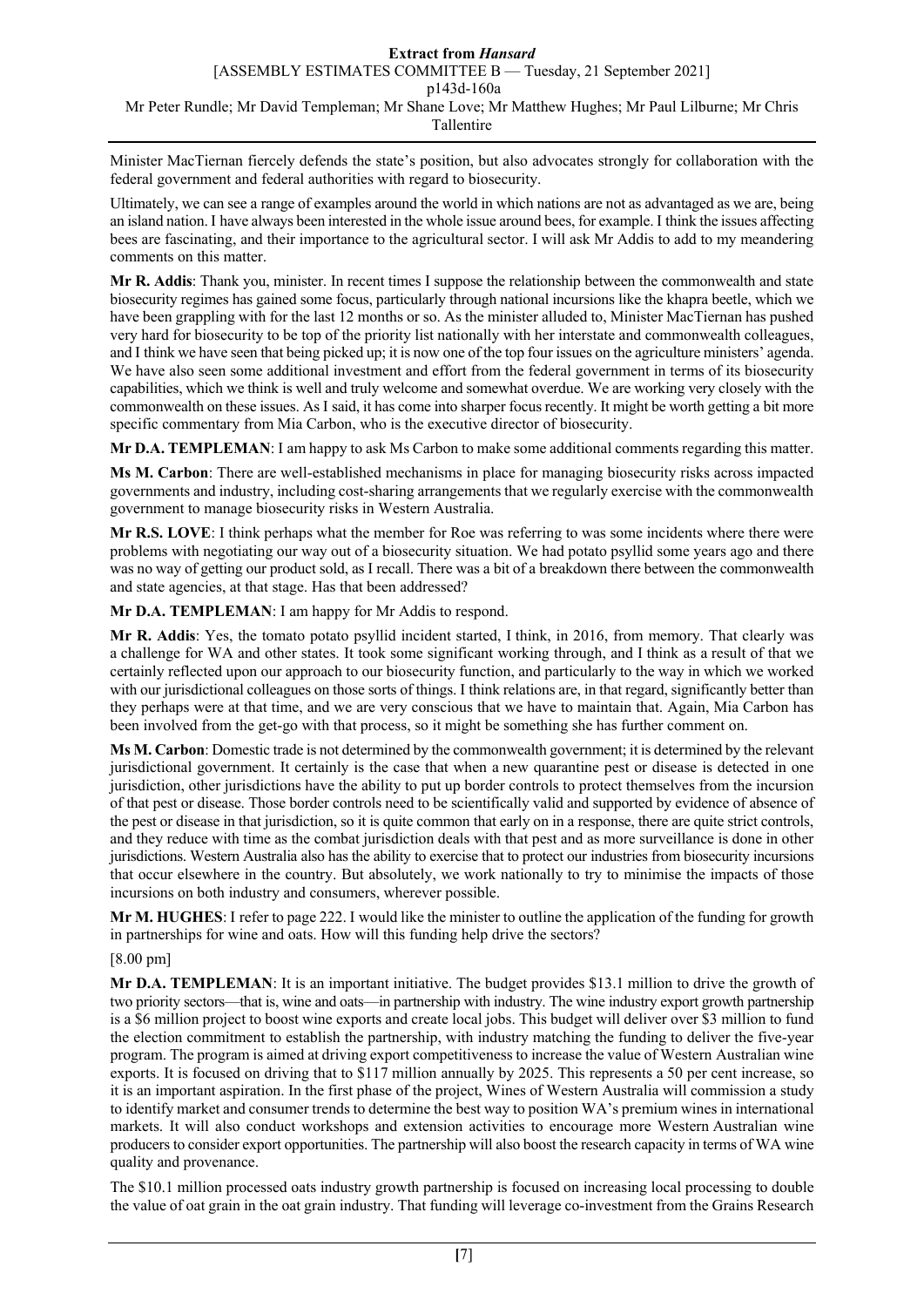Minister MacTiernan fiercely defends the state's position, but also advocates strongly for collaboration with the federal government and federal authorities with regard to biosecurity.

Ultimately, we can see a range of examples around the world in which nations are not as advantaged as we are, being an island nation. I have always been interested in the whole issue around bees, for example. I think the issues affecting bees are fascinating, and their importance to the agricultural sector. I will ask Mr Addis to add to my meandering comments on this matter.

**Mr R. Addis**: Thank you, minister. In recent times I suppose the relationship between the commonwealth and state biosecurity regimes has gained some focus, particularly through national incursions like the khapra beetle, which we have been grappling with for the last 12 months or so. As the minister alluded to, Minister MacTiernan has pushed very hard for biosecurity to be top of the priority list nationally with her interstate and commonwealth colleagues, and I think we have seen that being picked up; it is now one of the top four issues on the agriculture ministers' agenda. We have also seen some additional investment and effort from the federal government in terms of its biosecurity capabilities, which we think is well and truly welcome and somewhat overdue. We are working very closely with the commonwealth on these issues. As I said, it has come into sharper focus recently. It might be worth getting a bit more specific commentary from Mia Carbon, who is the executive director of biosecurity.

**Mr D.A. TEMPLEMAN**: I am happy to ask Ms Carbon to make some additional comments regarding this matter.

**Ms M. Carbon**: There are well-established mechanisms in place for managing biosecurity risks across impacted governments and industry, including cost-sharing arrangements that we regularly exercise with the commonwealth government to manage biosecurity risks in Western Australia.

**Mr R.S. LOVE**: I think perhaps what the member for Roe was referring to was some incidents where there were problems with negotiating our way out of a biosecurity situation. We had potato psyllid some years ago and there was no way of getting our product sold, as I recall. There was a bit of a breakdown there between the commonwealth and state agencies, at that stage. Has that been addressed?

**Mr D.A. TEMPLEMAN**: I am happy for Mr Addis to respond.

**Mr R. Addis**: Yes, the tomato potato psyllid incident started, I think, in 2016, from memory. That clearly was a challenge for WA and other states. It took some significant working through, and I think as a result of that we certainly reflected upon our approach to our biosecurity function, and particularly to the way in which we worked with our jurisdictional colleagues on those sorts of things. I think relations are, in that regard, significantly better than they perhaps were at that time, and we are very conscious that we have to maintain that. Again, Mia Carbon has been involved from the get-go with that process, so it might be something she has further comment on.

**Ms M. Carbon**: Domestic trade is not determined by the commonwealth government; it is determined by the relevant jurisdictional government. It certainly is the case that when a new quarantine pest or disease is detected in one jurisdiction, other jurisdictions have the ability to put up border controls to protect themselves from the incursion of that pest or disease. Those border controls need to be scientifically valid and supported by evidence of absence of the pest or disease in that jurisdiction, so it is quite common that early on in a response, there are quite strict controls, and they reduce with time as the combat jurisdiction deals with that pest and as more surveillance is done in other jurisdictions. Western Australia also has the ability to exercise that to protect our industries from biosecurity incursions that occur elsewhere in the country. But absolutely, we work nationally to try to minimise the impacts of those incursions on both industry and consumers, wherever possible.

**Mr M. HUGHES**: I refer to page 222. I would like the minister to outline the application of the funding for growth in partnerships for wine and oats. How will this funding help drive the sectors?

[8.00 pm]

**Mr D.A. TEMPLEMAN**: It is an important initiative. The budget provides $13.1 million to drive the growth of two priority sectors—that is, wine and oats—in partnership with industry. The wine industry export growth partnership is a $6 million project to boost wine exports and create local jobs. This budget will deliver over $3 million to fund the election commitment to establish the partnership, with industry matching the funding to deliver the five-year program. The program is aimed at driving export competitiveness to increase the value of Western Australian wine exports. It is focused on driving that to $117 million annually by 2025. This represents a 50 per cent increase, so it is an important aspiration. In the first phase of the project, Wines of Western Australia will commission a study to identify market and consumer trends to determine the best way to position WA's premium wines in international markets. It will also conduct workshops and extension activities to encourage more Western Australian wine producers to consider export opportunities. The partnership will also boost the research capacity in terms of WA wine quality and provenance.

The $10.1 million processed oats industry growth partnership is focused on increasing local processing to double the value of oat grain in the oat grain industry. That funding will leverage co-investment from the Grains Research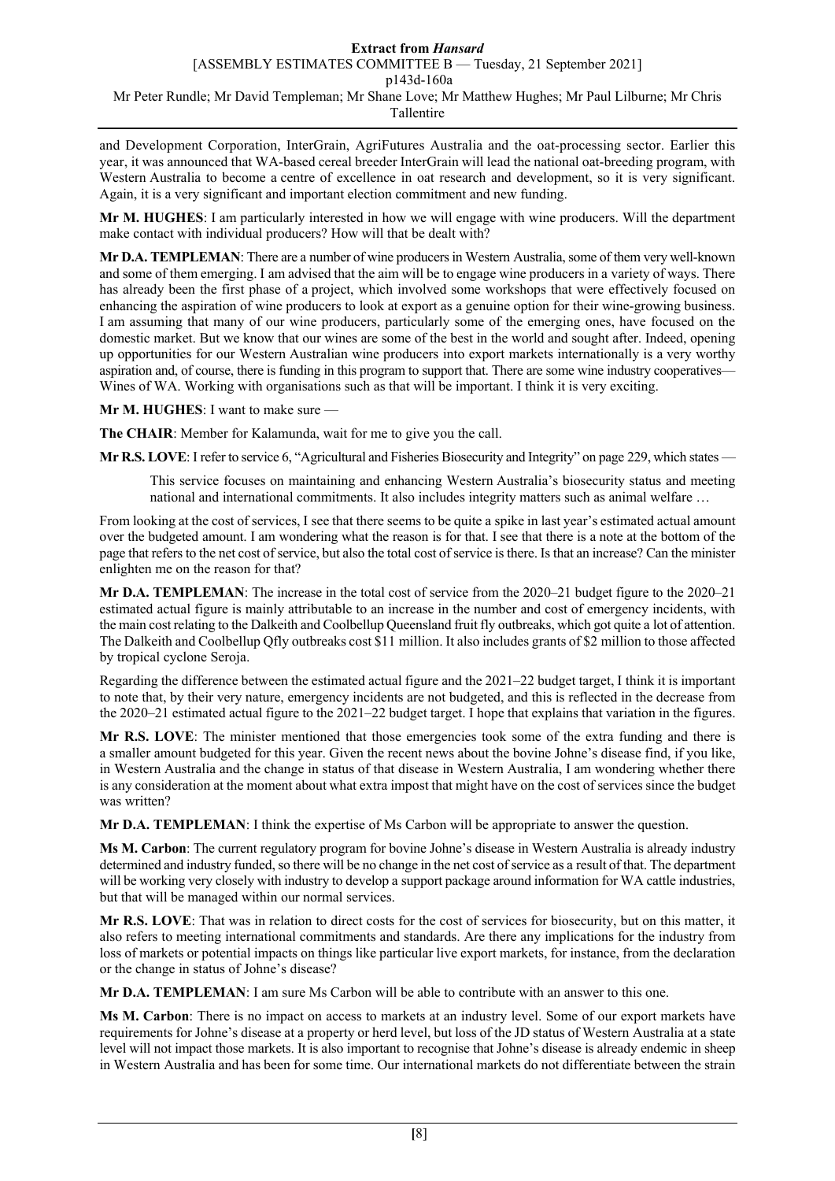and Development Corporation, InterGrain, AgriFutures Australia and the oat-processing sector. Earlier this year, it was announced that WA-based cereal breeder InterGrain will lead the national oat-breeding program, with Western Australia to become a centre of excellence in oat research and development, so it is very significant. Again, it is a very significant and important election commitment and new funding.

**Mr M. HUGHES**: I am particularly interested in how we will engage with wine producers. Will the department make contact with individual producers? How will that be dealt with?

**Mr D.A. TEMPLEMAN**: There are a number of wine producers in Western Australia, some of them very well-known and some of them emerging. I am advised that the aim will be to engage wine producers in a variety of ways. There has already been the first phase of a project, which involved some workshops that were effectively focused on enhancing the aspiration of wine producers to look at export as a genuine option for their wine-growing business. I am assuming that many of our wine producers, particularly some of the emerging ones, have focused on the domestic market. But we know that our wines are some of the best in the world and sought after. Indeed, opening up opportunities for our Western Australian wine producers into export markets internationally is a very worthy aspiration and, of course, there is funding in this program to support that. There are some wine industry cooperatives— Wines of WA. Working with organisations such as that will be important. I think it is very exciting.

**Mr M. HUGHES**: I want to make sure —

**The CHAIR**: Member for Kalamunda, wait for me to give you the call.

**Mr R.S. LOVE**: I refer to service 6, "Agricultural and Fisheries Biosecurity and Integrity" on page 229, which states —

> This service focuses on maintaining and enhancing Western Australia's biosecurity status and meeting national and international commitments. It also includes integrity matters such as animal welfare …

From looking at the cost of services, I see that there seems to be quite a spike in last year's estimated actual amount over the budgeted amount. I am wondering what the reason is for that. I see that there is a note at the bottom of the page that refers to the net cost of service, but also the total cost of service is there. Is that an increase? Can the minister enlighten me on the reason for that?

**Mr D.A. TEMPLEMAN**: The increase in the total cost of service from the 2020–21 budget figure to the 2020–21 estimated actual figure is mainly attributable to an increase in the number and cost of emergency incidents, with the main cost relating to the Dalkeith and Coolbellup Queensland fruit fly outbreaks, which got quite a lot of attention. The Dalkeith and Coolbellup Qfly outbreaks cost $11 million. It also includes grants of $2 million to those affected by tropical cyclone Seroja.

Regarding the difference between the estimated actual figure and the 2021–22 budget target, I think it is important to note that, by their very nature, emergency incidents are not budgeted, and this is reflected in the decrease from the 2020–21 estimated actual figure to the 2021–22 budget target. I hope that explains that variation in the figures.

**Mr R.S. LOVE**: The minister mentioned that those emergencies took some of the extra funding and there is a smaller amount budgeted for this year. Given the recent news about the bovine Johne's disease find, if you like, in Western Australia and the change in status of that disease in Western Australia, I am wondering whether there is any consideration at the moment about what extra impost that might have on the cost of services since the budget was written?

**Mr D.A. TEMPLEMAN**: I think the expertise of Ms Carbon will be appropriate to answer the question.

**Ms M. Carbon**: The current regulatory program for bovine Johne's disease in Western Australia is already industry determined and industry funded, so there will be no change in the net cost of service as a result of that. The department will be working very closely with industry to develop a support package around information for WA cattle industries, but that will be managed within our normal services.

**Mr R.S. LOVE**: That was in relation to direct costs for the cost of services for biosecurity, but on this matter, it also refers to meeting international commitments and standards. Are there any implications for the industry from loss of markets or potential impacts on things like particular live export markets, for instance, from the declaration or the change in status of Johne's disease?

**Mr D.A. TEMPLEMAN**: I am sure Ms Carbon will be able to contribute with an answer to this one.

**Ms M. Carbon**: There is no impact on access to markets at an industry level. Some of our export markets have requirements for Johne's disease at a property or herd level, but loss of the JD status of Western Australia at a state level will not impact those markets. It is also important to recognise that Johne's disease is already endemic in sheep in Western Australia and has been for some time. Our international markets do not differentiate between the strain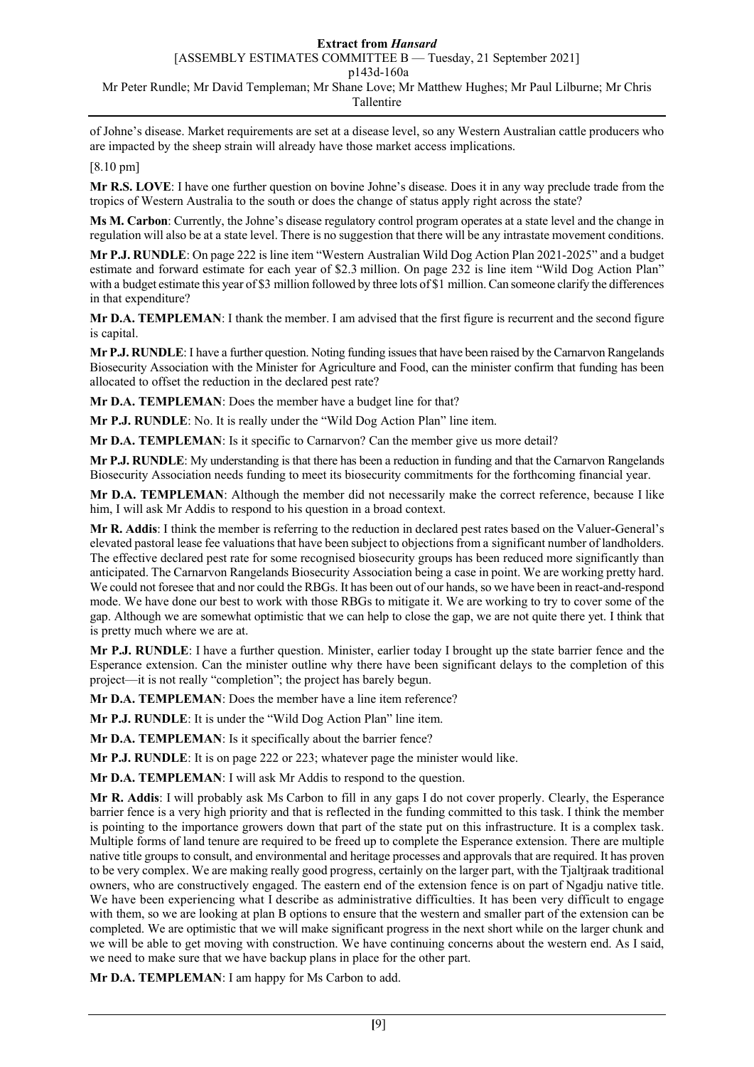of Johne's disease. Market requirements are set at a disease level, so any Western Australian cattle producers who are impacted by the sheep strain will already have those market access implications.

[8.10 pm]

**Mr R.S. LOVE**: I have one further question on bovine Johne's disease. Does it in any way preclude trade from the tropics of Western Australia to the south or does the change of status apply right across the state?

**Ms M. Carbon**: Currently, the Johne's disease regulatory control program operates at a state level and the change in regulation will also be at a state level. There is no suggestion that there will be any intrastate movement conditions.

**Mr P.J. RUNDLE**: On page 222 is line item "Western Australian Wild Dog Action Plan 2021-2025" and a budget estimate and forward estimate for each year of $2.3 million. On page 232 is line item "Wild Dog Action Plan" with a budget estimate this year of $3 million followed by three lots of $1 million. Can someone clarify the differences in that expenditure?

**Mr D.A. TEMPLEMAN**: I thank the member. I am advised that the first figure is recurrent and the second figure is capital.

**Mr P.J. RUNDLE**: I have a further question. Noting funding issues that have been raised by the Carnarvon Rangelands Biosecurity Association with the Minister for Agriculture and Food, can the minister confirm that funding has been allocated to offset the reduction in the declared pest rate?

**Mr D.A. TEMPLEMAN**: Does the member have a budget line for that?

**Mr P.J. RUNDLE**: No. It is really under the "Wild Dog Action Plan" line item.

**Mr D.A. TEMPLEMAN**: Is it specific to Carnarvon? Can the member give us more detail?

**Mr P.J. RUNDLE**: My understanding is that there has been a reduction in funding and that the Carnarvon Rangelands Biosecurity Association needs funding to meet its biosecurity commitments for the forthcoming financial year.

**Mr D.A. TEMPLEMAN**: Although the member did not necessarily make the correct reference, because I like him, I will ask Mr Addis to respond to his question in a broad context.

**Mr R. Addis**: I think the member is referring to the reduction in declared pest rates based on the Valuer-General's elevated pastoral lease fee valuations that have been subject to objections from a significant number of landholders. The effective declared pest rate for some recognised biosecurity groups has been reduced more significantly than anticipated. The Carnarvon Rangelands Biosecurity Association being a case in point. We are working pretty hard. We could not foresee that and nor could the RBGs. It has been out of our hands, so we have been in react-and-respond mode. We have done our best to work with those RBGs to mitigate it. We are working to try to cover some of the gap. Although we are somewhat optimistic that we can help to close the gap, we are not quite there yet. I think that is pretty much where we are at.

**Mr P.J. RUNDLE**: I have a further question. Minister, earlier today I brought up the state barrier fence and the Esperance extension. Can the minister outline why there have been significant delays to the completion of this project—it is not really "completion"; the project has barely begun.

**Mr D.A. TEMPLEMAN**: Does the member have a line item reference?

**Mr P.J. RUNDLE**: It is under the "Wild Dog Action Plan" line item.

**Mr D.A. TEMPLEMAN**: Is it specifically about the barrier fence?

**Mr P.J. RUNDLE**: It is on page 222 or 223; whatever page the minister would like.

**Mr D.A. TEMPLEMAN**: I will ask Mr Addis to respond to the question.

**Mr R. Addis**: I will probably ask Ms Carbon to fill in any gaps I do not cover properly. Clearly, the Esperance barrier fence is a very high priority and that is reflected in the funding committed to this task. I think the member is pointing to the importance growers down that part of the state put on this infrastructure. It is a complex task. Multiple forms of land tenure are required to be freed up to complete the Esperance extension. There are multiple native title groups to consult, and environmental and heritage processes and approvals that are required. It has proven to be very complex. We are making really good progress, certainly on the larger part, with the Tjaltjraak traditional owners, who are constructively engaged. The eastern end of the extension fence is on part of Ngadju native title. We have been experiencing what I describe as administrative difficulties. It has been very difficult to engage with them, so we are looking at plan B options to ensure that the western and smaller part of the extension can be completed. We are optimistic that we will make significant progress in the next short while on the larger chunk and we will be able to get moving with construction. We have continuing concerns about the western end. As I said, we need to make sure that we have backup plans in place for the other part.

**Mr D.A. TEMPLEMAN**: I am happy for Ms Carbon to add.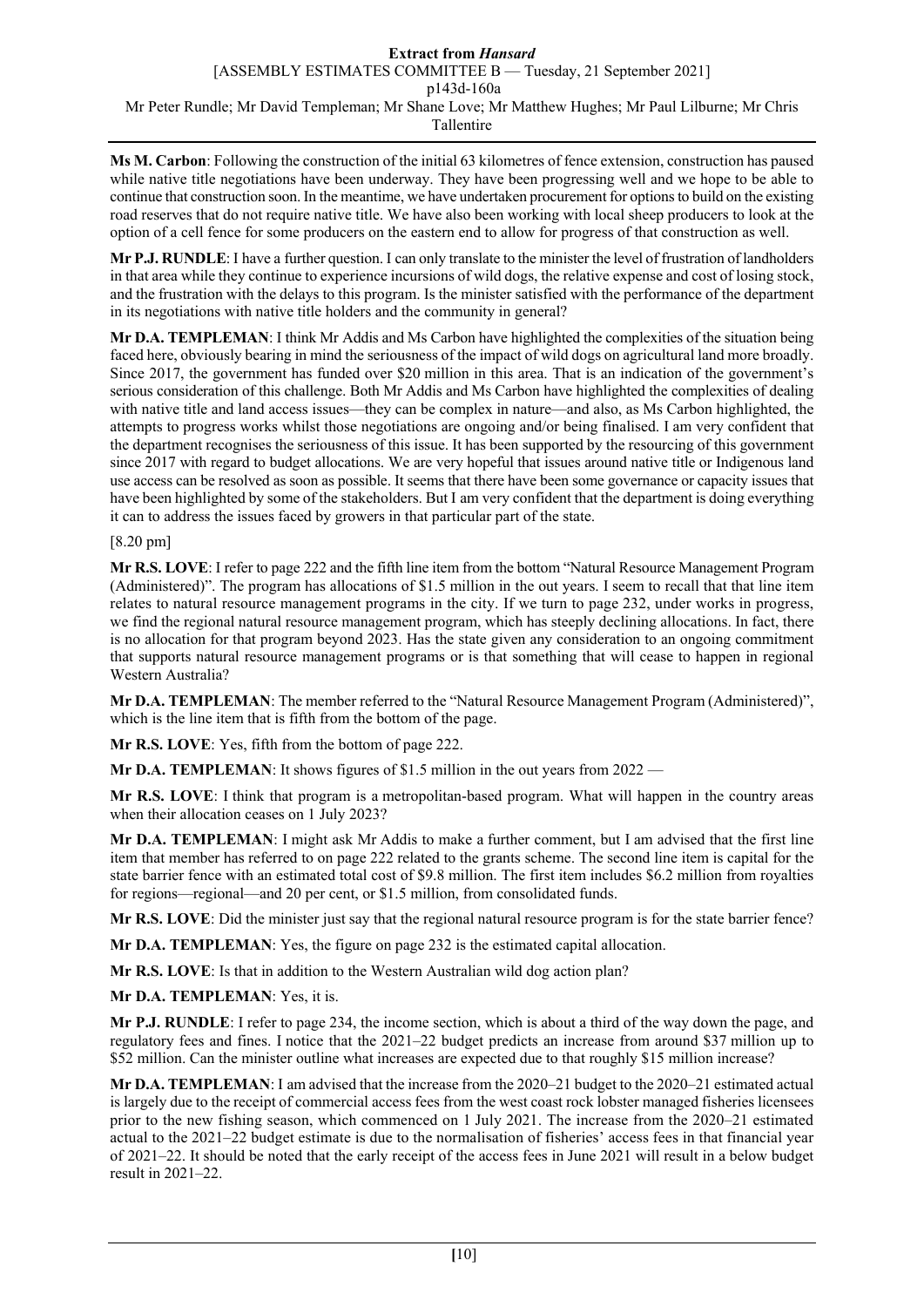**Ms M. Carbon**: Following the construction of the initial 63 kilometres of fence extension, construction has paused while native title negotiations have been underway. They have been progressing well and we hope to be able to continue that construction soon. In the meantime, we have undertaken procurement for options to build on the existing road reserves that do not require native title. We have also been working with local sheep producers to look at the option of a cell fence for some producers on the eastern end to allow for progress of that construction as well.

**Mr P.J. RUNDLE**: I have a further question. I can only translate to the minister the level of frustration of landholders in that area while they continue to experience incursions of wild dogs, the relative expense and cost of losing stock, and the frustration with the delays to this program. Is the minister satisfied with the performance of the department in its negotiations with native title holders and the community in general?

**Mr D.A. TEMPLEMAN**: I think Mr Addis and Ms Carbon have highlighted the complexities of the situation being faced here, obviously bearing in mind the seriousness of the impact of wild dogs on agricultural land more broadly. Since 2017, the government has funded over $20 million in this area. That is an indication of the government's serious consideration of this challenge. Both Mr Addis and Ms Carbon have highlighted the complexities of dealing with native title and land access issues—they can be complex in nature—and also, as Ms Carbon highlighted, the attempts to progress works whilst those negotiations are ongoing and/or being finalised. I am very confident that the department recognises the seriousness of this issue. It has been supported by the resourcing of this government since 2017 with regard to budget allocations. We are very hopeful that issues around native title or Indigenous land use access can be resolved as soon as possible. It seems that there have been some governance or capacity issues that have been highlighted by some of the stakeholders. But I am very confident that the department is doing everything it can to address the issues faced by growers in that particular part of the state.

[8.20 pm]

**Mr R.S. LOVE**: I refer to page 222 and the fifth line item from the bottom "Natural Resource Management Program (Administered)". The program has allocations of $1.5 million in the out years. I seem to recall that that line item relates to natural resource management programs in the city. If we turn to page 232, under works in progress, we find the regional natural resource management program, which has steeply declining allocations. In fact, there is no allocation for that program beyond 2023. Has the state given any consideration to an ongoing commitment that supports natural resource management programs or is that something that will cease to happen in regional Western Australia?

**Mr D.A. TEMPLEMAN**: The member referred to the "Natural Resource Management Program (Administered)", which is the line item that is fifth from the bottom of the page.

**Mr R.S. LOVE**: Yes, fifth from the bottom of page 222.

**Mr D.A. TEMPLEMAN**: It shows figures of $1.5 million in the out years from 2022 —

**Mr R.S. LOVE**: I think that program is a metropolitan-based program. What will happen in the country areas when their allocation ceases on 1 July 2023?

**Mr D.A. TEMPLEMAN**: I might ask Mr Addis to make a further comment, but I am advised that the first line item that member has referred to on page 222 related to the grants scheme. The second line item is capital for the state barrier fence with an estimated total cost of $9.8 million. The first item includes $6.2 million from royalties for regions—regional—and 20 per cent, or $1.5 million, from consolidated funds.

**Mr R.S. LOVE**: Did the minister just say that the regional natural resource program is for the state barrier fence?

**Mr D.A. TEMPLEMAN**: Yes, the figure on page 232 is the estimated capital allocation.

**Mr R.S. LOVE**: Is that in addition to the Western Australian wild dog action plan?

**Mr D.A. TEMPLEMAN**: Yes, it is.

**Mr P.J. RUNDLE**: I refer to page 234, the income section, which is about a third of the way down the page, and regulatory fees and fines. I notice that the 2021–22 budget predicts an increase from around $37 million up to $52 million. Can the minister outline what increases are expected due to that roughly $15 million increase?

**Mr D.A. TEMPLEMAN**: I am advised that the increase from the 2020–21 budget to the 2020–21 estimated actual is largely due to the receipt of commercial access fees from the west coast rock lobster managed fisheries licensees prior to the new fishing season, which commenced on 1 July 2021. The increase from the 2020–21 estimated actual to the 2021–22 budget estimate is due to the normalisation of fisheries' access fees in that financial year of 2021–22. It should be noted that the early receipt of the access fees in June 2021 will result in a below budget result in 2021–22.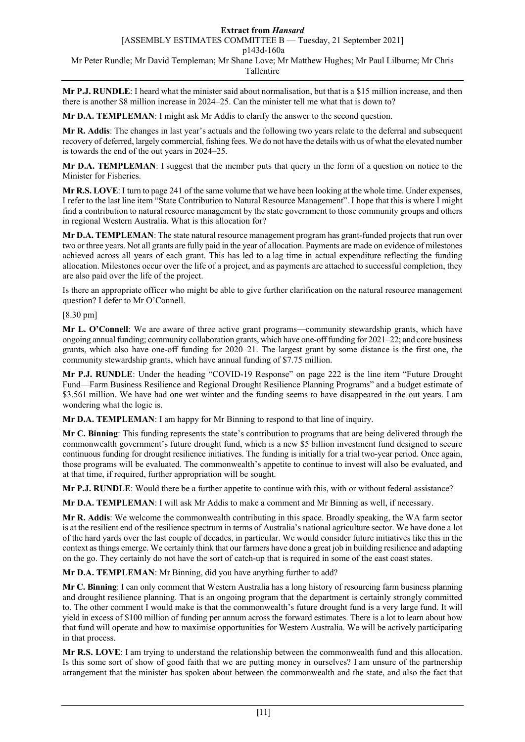**Mr P.J. RUNDLE**: I heard what the minister said about normalisation, but that is a $15 million increase, and then there is another $8 million increase in 2024–25. Can the minister tell me what that is down to?

**Mr D.A. TEMPLEMAN**: I might ask Mr Addis to clarify the answer to the second question.

**Mr R. Addis**: The changes in last year's actuals and the following two years relate to the deferral and subsequent recovery of deferred, largely commercial, fishing fees. We do not have the details with us of what the elevated number is towards the end of the out years in 2024–25.

**Mr D.A. TEMPLEMAN**: I suggest that the member puts that query in the form of a question on notice to the Minister for Fisheries.

**Mr R.S. LOVE**: I turn to page 241 of the same volume that we have been looking at the whole time. Under expenses, I refer to the last line item "State Contribution to Natural Resource Management". I hope that this is where I might find a contribution to natural resource management by the state government to those community groups and others in regional Western Australia. What is this allocation for?

**Mr D.A. TEMPLEMAN**: The state natural resource management program has grant-funded projects that run over two or three years. Not all grants are fully paid in the year of allocation. Payments are made on evidence of milestones achieved across all years of each grant. This has led to a lag time in actual expenditure reflecting the funding allocation. Milestones occur over the life of a project, and as payments are attached to successful completion, they are also paid over the life of the project.

Is there an appropriate officer who might be able to give further clarification on the natural resource management question? I defer to Mr O'Connell.

[8.30 pm]

**Mr L. O'Connell**: We are aware of three active grant programs—community stewardship grants, which have ongoing annual funding; community collaboration grants, which have one-off funding for 2021–22; and core business grants, which also have one-off funding for 2020–21. The largest grant by some distance is the first one, the community stewardship grants, which have annual funding of $7.75 million.

**Mr P.J. RUNDLE**: Under the heading "COVID-19 Response" on page 222 is the line item "Future Drought Fund—Farm Business Resilience and Regional Drought Resilience Planning Programs" and a budget estimate of $3.561 million. We have had one wet winter and the funding seems to have disappeared in the out years. I am wondering what the logic is.

**Mr D.A. TEMPLEMAN**: I am happy for Mr Binning to respond to that line of inquiry.

**Mr C. Binning**: This funding represents the state's contribution to programs that are being delivered through the commonwealth government's future drought fund, which is a new $5 billion investment fund designed to secure continuous funding for drought resilience initiatives. The funding is initially for a trial two-year period. Once again, those programs will be evaluated. The commonwealth's appetite to continue to invest will also be evaluated, and at that time, if required, further appropriation will be sought.

**Mr P.J. RUNDLE**: Would there be a further appetite to continue with this, with or without federal assistance?

**Mr D.A. TEMPLEMAN**: I will ask Mr Addis to make a comment and Mr Binning as well, if necessary.

**Mr R. Addis**: We welcome the commonwealth contributing in this space. Broadly speaking, the WA farm sector is at the resilient end of the resilience spectrum in terms of Australia's national agriculture sector. We have done a lot of the hard yards over the last couple of decades, in particular. We would consider future initiatives like this in the context as things emerge. We certainly think that our farmers have done a great job in building resilience and adapting on the go. They certainly do not have the sort of catch-up that is required in some of the east coast states.

**Mr D.A. TEMPLEMAN**: Mr Binning, did you have anything further to add?

**Mr C. Binning**: I can only comment that Western Australia has a long history of resourcing farm business planning and drought resilience planning. That is an ongoing program that the department is certainly strongly committed to. The other comment I would make is that the commonwealth's future drought fund is a very large fund. It will yield in excess of $100 million of funding per annum across the forward estimates. There is a lot to learn about how that fund will operate and how to maximise opportunities for Western Australia. We will be actively participating in that process.

**Mr R.S. LOVE**: I am trying to understand the relationship between the commonwealth fund and this allocation. Is this some sort of show of good faith that we are putting money in ourselves? I am unsure of the partnership arrangement that the minister has spoken about between the commonwealth and the state, and also the fact that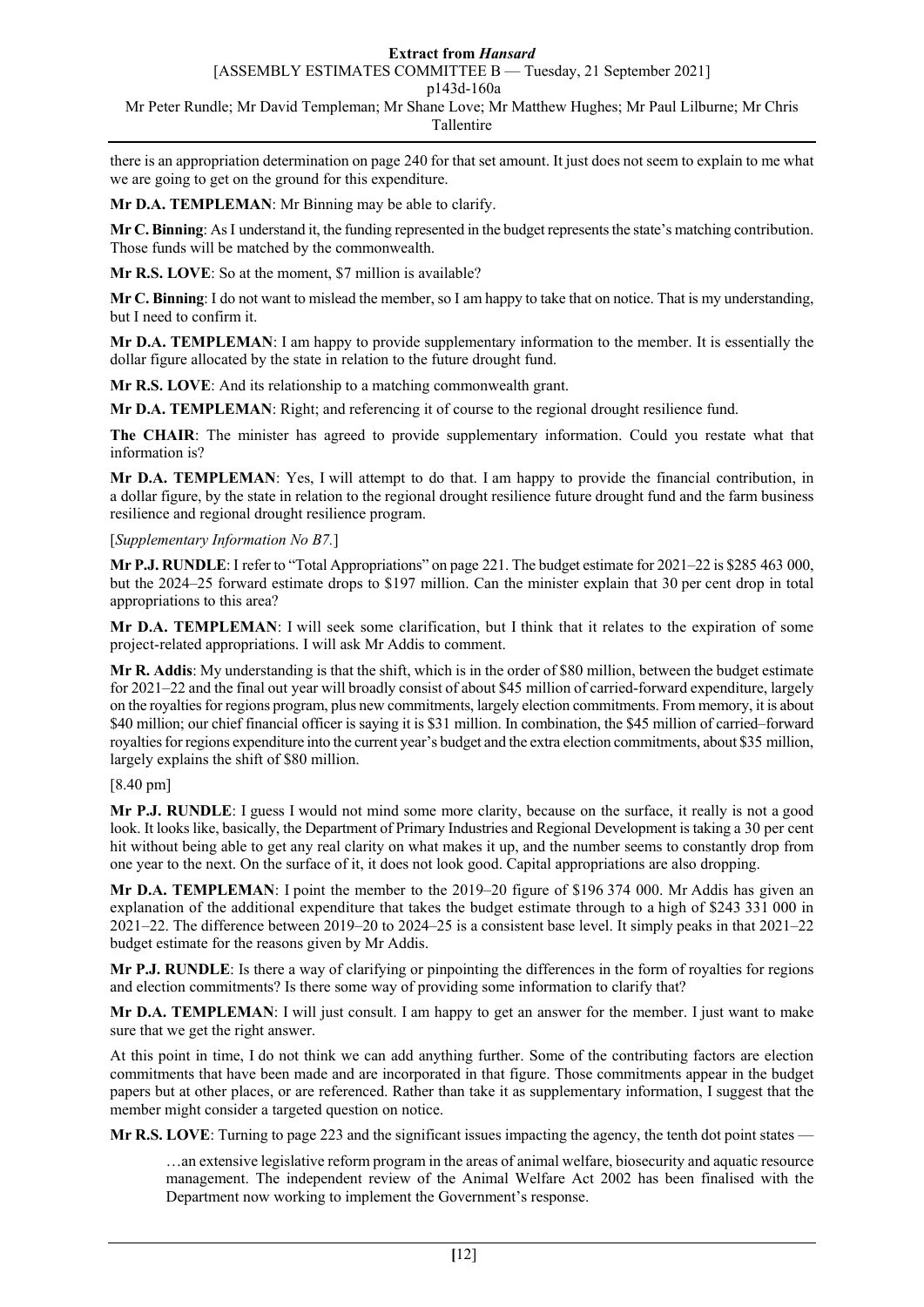there is an appropriation determination on page 240 for that set amount. It just does not seem to explain to me what we are going to get on the ground for this expenditure.

**Mr D.A. TEMPLEMAN**: Mr Binning may be able to clarify.

**Mr C. Binning**: As I understand it, the funding represented in the budget represents the state's matching contribution. Those funds will be matched by the commonwealth.

**Mr R.S. LOVE**: So at the moment, $7 million is available?

**Mr C. Binning**: I do not want to mislead the member, so I am happy to take that on notice. That is my understanding, but I need to confirm it.

**Mr D.A. TEMPLEMAN**: I am happy to provide supplementary information to the member. It is essentially the dollar figure allocated by the state in relation to the future drought fund.

**Mr R.S. LOVE**: And its relationship to a matching commonwealth grant.

**Mr D.A. TEMPLEMAN**: Right; and referencing it of course to the regional drought resilience fund.

**The CHAIR**: The minister has agreed to provide supplementary information. Could you restate what that information is?

**Mr D.A. TEMPLEMAN**: Yes, I will attempt to do that. I am happy to provide the financial contribution, in a dollar figure, by the state in relation to the regional drought resilience future drought fund and the farm business resilience and regional drought resilience program.

[*Supplementary Information No B7.*]

**Mr P.J. RUNDLE**: I refer to "Total Appropriations" on page 221. The budget estimate for 2021–22 is $285 463 000, but the 2024–25 forward estimate drops to $197 million. Can the minister explain that 30 per cent drop in total appropriations to this area?

**Mr D.A. TEMPLEMAN**: I will seek some clarification, but I think that it relates to the expiration of some project-related appropriations. I will ask Mr Addis to comment.

**Mr R. Addis**: My understanding is that the shift, which is in the order of $80 million, between the budget estimate for 2021–22 and the final out year will broadly consist of about $45 million of carried-forward expenditure, largely on the royalties for regions program, plus new commitments, largely election commitments. From memory, it is about $40 million; our chief financial officer is saying it is $31 million. In combination, the $45 million of carried–forward royalties for regions expenditure into the current year's budget and the extra election commitments, about $35 million, largely explains the shift of $80 million.

[8.40 pm]

**Mr P.J. RUNDLE**: I guess I would not mind some more clarity, because on the surface, it really is not a good look. It looks like, basically, the Department of Primary Industries and Regional Development is taking a 30 per cent hit without being able to get any real clarity on what makes it up, and the number seems to constantly drop from one year to the next. On the surface of it, it does not look good. Capital appropriations are also dropping.

**Mr D.A. TEMPLEMAN**: I point the member to the 2019–20 figure of $196 374 000. Mr Addis has given an explanation of the additional expenditure that takes the budget estimate through to a high of $243 331 000 in 2021–22. The difference between 2019–20 to 2024–25 is a consistent base level. It simply peaks in that 2021–22 budget estimate for the reasons given by Mr Addis.

**Mr P.J. RUNDLE**: Is there a way of clarifying or pinpointing the differences in the form of royalties for regions and election commitments? Is there some way of providing some information to clarify that?

**Mr D.A. TEMPLEMAN**: I will just consult. I am happy to get an answer for the member. I just want to make sure that we get the right answer.

At this point in time, I do not think we can add anything further. Some of the contributing factors are election commitments that have been made and are incorporated in that figure. Those commitments appear in the budget papers but at other places, or are referenced. Rather than take it as supplementary information, I suggest that the member might consider a targeted question on notice.

**Mr R.S. LOVE**: Turning to page 223 and the significant issues impacting the agency, the tenth dot point states —

> …an extensive legislative reform program in the areas of animal welfare, biosecurity and aquatic resource management. The independent review of the Animal Welfare Act 2002 has been finalised with the Department now working to implement the Government's response.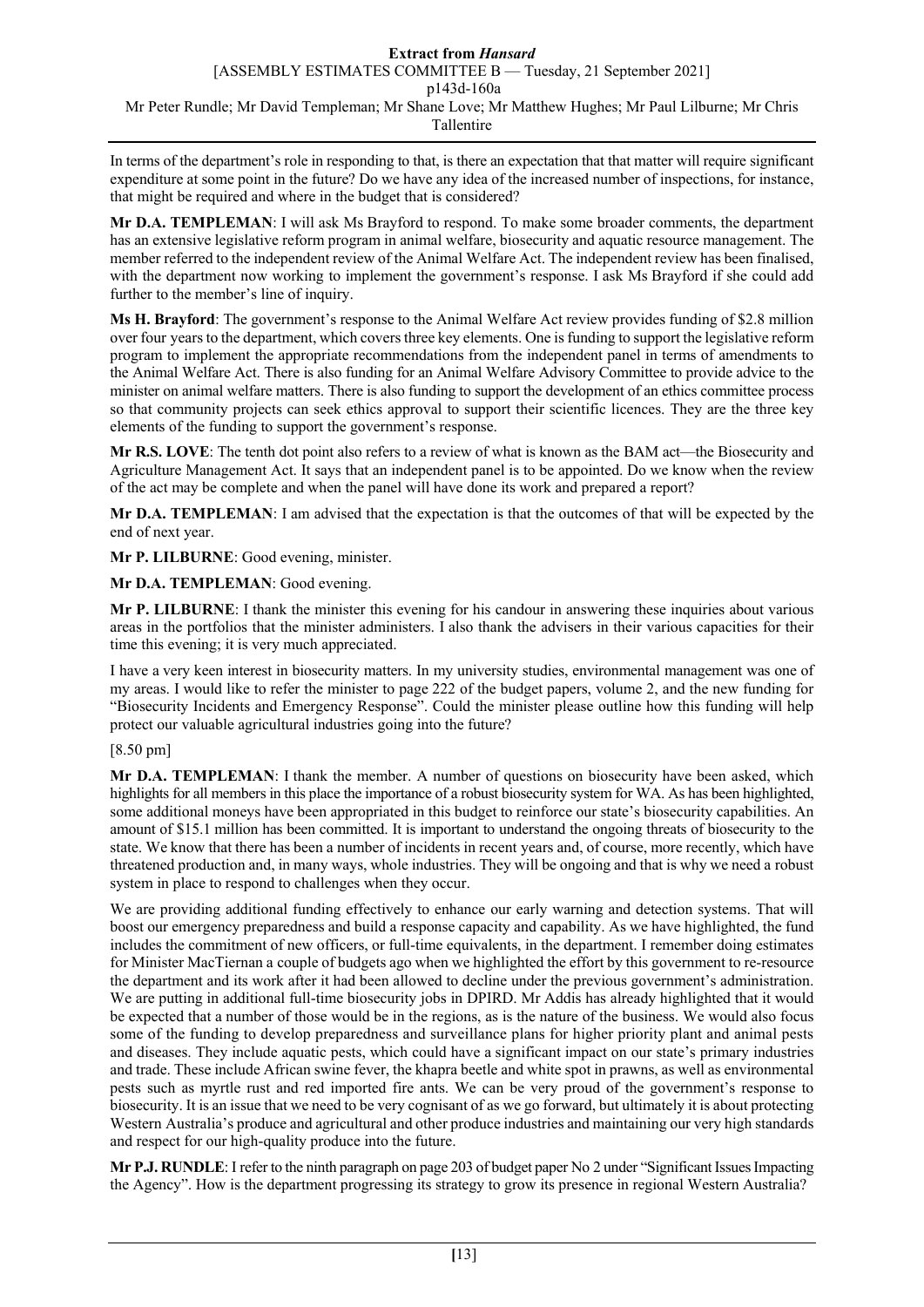In terms of the department's role in responding to that, is there an expectation that that matter will require significant expenditure at some point in the future? Do we have any idea of the increased number of inspections, for instance, that might be required and where in the budget that is considered?

**Mr D.A. TEMPLEMAN**: I will ask Ms Brayford to respond. To make some broader comments, the department has an extensive legislative reform program in animal welfare, biosecurity and aquatic resource management. The member referred to the independent review of the Animal Welfare Act. The independent review has been finalised, with the department now working to implement the government's response. I ask Ms Brayford if she could add further to the member's line of inquiry.

**Ms H. Brayford**: The government's response to the Animal Welfare Act review provides funding of $2.8 million over four years to the department, which covers three key elements. One is funding to support the legislative reform program to implement the appropriate recommendations from the independent panel in terms of amendments to the Animal Welfare Act. There is also funding for an Animal Welfare Advisory Committee to provide advice to the minister on animal welfare matters. There is also funding to support the development of an ethics committee process so that community projects can seek ethics approval to support their scientific licences. They are the three key elements of the funding to support the government's response.

**Mr R.S. LOVE**: The tenth dot point also refers to a review of what is known as the BAM act—the Biosecurity and Agriculture Management Act. It says that an independent panel is to be appointed. Do we know when the review of the act may be complete and when the panel will have done its work and prepared a report?

**Mr D.A. TEMPLEMAN**: I am advised that the expectation is that the outcomes of that will be expected by the end of next year.

**Mr P. LILBURNE**: Good evening, minister.

**Mr D.A. TEMPLEMAN**: Good evening.

**Mr P. LILBURNE**: I thank the minister this evening for his candour in answering these inquiries about various areas in the portfolios that the minister administers. I also thank the advisers in their various capacities for their time this evening; it is very much appreciated.

I have a very keen interest in biosecurity matters. In my university studies, environmental management was one of my areas. I would like to refer the minister to page 222 of the budget papers, volume 2, and the new funding for "Biosecurity Incidents and Emergency Response". Could the minister please outline how this funding will help protect our valuable agricultural industries going into the future?

[8.50 pm]

**Mr D.A. TEMPLEMAN**: I thank the member. A number of questions on biosecurity have been asked, which highlights for all members in this place the importance of a robust biosecurity system for WA. As has been highlighted, some additional moneys have been appropriated in this budget to reinforce our state's biosecurity capabilities. An amount of $15.1 million has been committed. It is important to understand the ongoing threats of biosecurity to the state. We know that there has been a number of incidents in recent years and, of course, more recently, which have threatened production and, in many ways, whole industries. They will be ongoing and that is why we need a robust system in place to respond to challenges when they occur.

We are providing additional funding effectively to enhance our early warning and detection systems. That will boost our emergency preparedness and build a response capacity and capability. As we have highlighted, the fund includes the commitment of new officers, or full-time equivalents, in the department. I remember doing estimates for Minister MacTiernan a couple of budgets ago when we highlighted the effort by this government to re-resource the department and its work after it had been allowed to decline under the previous government's administration. We are putting in additional full-time biosecurity jobs in DPIRD. Mr Addis has already highlighted that it would be expected that a number of those would be in the regions, as is the nature of the business. We would also focus some of the funding to develop preparedness and surveillance plans for higher priority plant and animal pests and diseases. They include aquatic pests, which could have a significant impact on our state's primary industries and trade. These include African swine fever, the khapra beetle and white spot in prawns, as well as environmental pests such as myrtle rust and red imported fire ants. We can be very proud of the government's response to biosecurity. It is an issue that we need to be very cognisant of as we go forward, but ultimately it is about protecting Western Australia's produce and agricultural and other produce industries and maintaining our very high standards and respect for our high-quality produce into the future.

**Mr P.J. RUNDLE**: I refer to the ninth paragraph on page 203 of budget paper No 2 under "Significant Issues Impacting the Agency". How is the department progressing its strategy to grow its presence in regional Western Australia?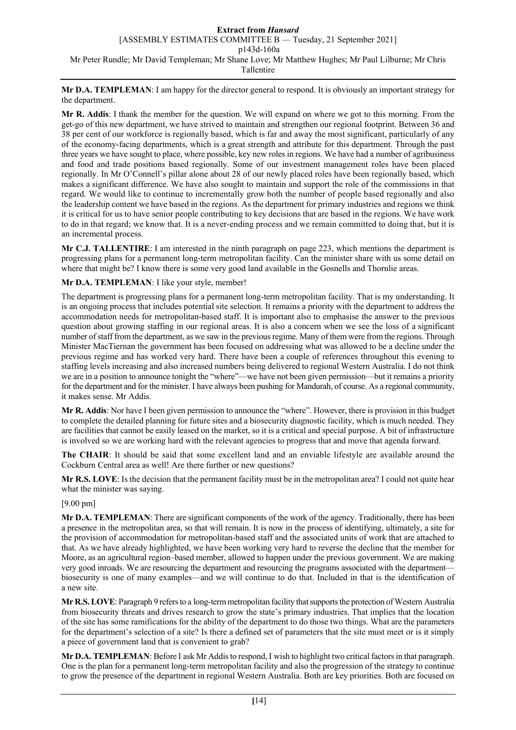**Mr D.A. TEMPLEMAN**: I am happy for the director general to respond. It is obviously an important strategy for the department.

**Mr R. Addis**: I thank the member for the question. We will expand on where we got to this morning. From the get-go of this new department, we have strived to maintain and strengthen our regional footprint. Between 36 and 38 per cent of our workforce is regionally based, which is far and away the most significant, particularly of any of the economy-facing departments, which is a great strength and attribute for this department. Through the past three years we have sought to place, where possible, key new roles in regions. We have had a number of agribusiness and food and trade positions based regionally. Some of our investment management roles have been placed regionally. In Mr O'Connell's pillar alone about 28 of our newly placed roles have been regionally based, which makes a significant difference. We have also sought to maintain and support the role of the commissions in that regard. We would like to continue to incrementally grow both the number of people based regionally and also the leadership content we have based in the regions. As the department for primary industries and regions we think it is critical for us to have senior people contributing to key decisions that are based in the regions. We have work to do in that regard; we know that. It is a never-ending process and we remain committed to doing that, but it is an incremental process.

**Mr C.J. TALLENTIRE**: I am interested in the ninth paragraph on page 223, which mentions the department is progressing plans for a permanent long-term metropolitan facility. Can the minister share with us some detail on where that might be? I know there is some very good land available in the Gosnells and Thornlie areas.

**Mr D.A. TEMPLEMAN**: I like your style, member!

The department is progressing plans for a permanent long-term metropolitan facility. That is my understanding. It is an ongoing process that includes potential site selection. It remains a priority with the department to address the accommodation needs for metropolitan-based staff. It is important also to emphasise the answer to the previous question about growing staffing in our regional areas. It is also a concern when we see the loss of a significant number of staff from the department, as we saw in the previous regime. Many of them were from the regions. Through Minister MacTiernan the government has been focused on addressing what was allowed to be a decline under the previous regime and has worked very hard. There have been a couple of references throughout this evening to staffing levels increasing and also increased numbers being delivered to regional Western Australia. I do not think we are in a position to announce tonight the "where"—we have not been given permission—but it remains a priority for the department and for the minister. I have always been pushing for Mandurah, of course. As a regional community, it makes sense. Mr Addis.

**Mr R. Addis**: Nor have I been given permission to announce the "where". However, there is provision in this budget to complete the detailed planning for future sites and a biosecurity diagnostic facility, which is much needed. They are facilities that cannot be easily leased on the market, so it is a critical and special purpose. A bit of infrastructure is involved so we are working hard with the relevant agencies to progress that and move that agenda forward.

**The CHAIR**: It should be said that some excellent land and an enviable lifestyle are available around the Cockburn Central area as well! Are there further or new questions?

**Mr R.S. LOVE**: Is the decision that the permanent facility must be in the metropolitan area? I could not quite hear what the minister was saying.

[9.00 pm]

**Mr D.A. TEMPLEMAN**: There are significant components of the work of the agency. Traditionally, there has been a presence in the metropolitan area, so that will remain. It is now in the process of identifying, ultimately, a site for the provision of accommodation for metropolitan-based staff and the associated units of work that are attached to that. As we have already highlighted, we have been working very hard to reverse the decline that the member for Moore, as an agricultural region–based member, allowed to happen under the previous government. We are making very good inroads. We are resourcing the department and resourcing the programs associated with the department—biosecurity is one of many examples—and we will continue to do that. Included in that is the identification of a new site.

**Mr R.S. LOVE**: Paragraph 9 refers to a long-term metropolitan facility that supports the protection of Western Australia from biosecurity threats and drives research to grow the state's primary industries. That implies that the location of the site has some ramifications for the ability of the department to do those two things. What are the parameters for the department's selection of a site? Is there a defined set of parameters that the site must meet or is it simply a piece of government land that is convenient to grab?

**Mr D.A. TEMPLEMAN**: Before I ask Mr Addis to respond, I wish to highlight two critical factors in that paragraph. One is the plan for a permanent long-term metropolitan facility and also the progression of the strategy to continue to grow the presence of the department in regional Western Australia. Both are key priorities. Both are focused on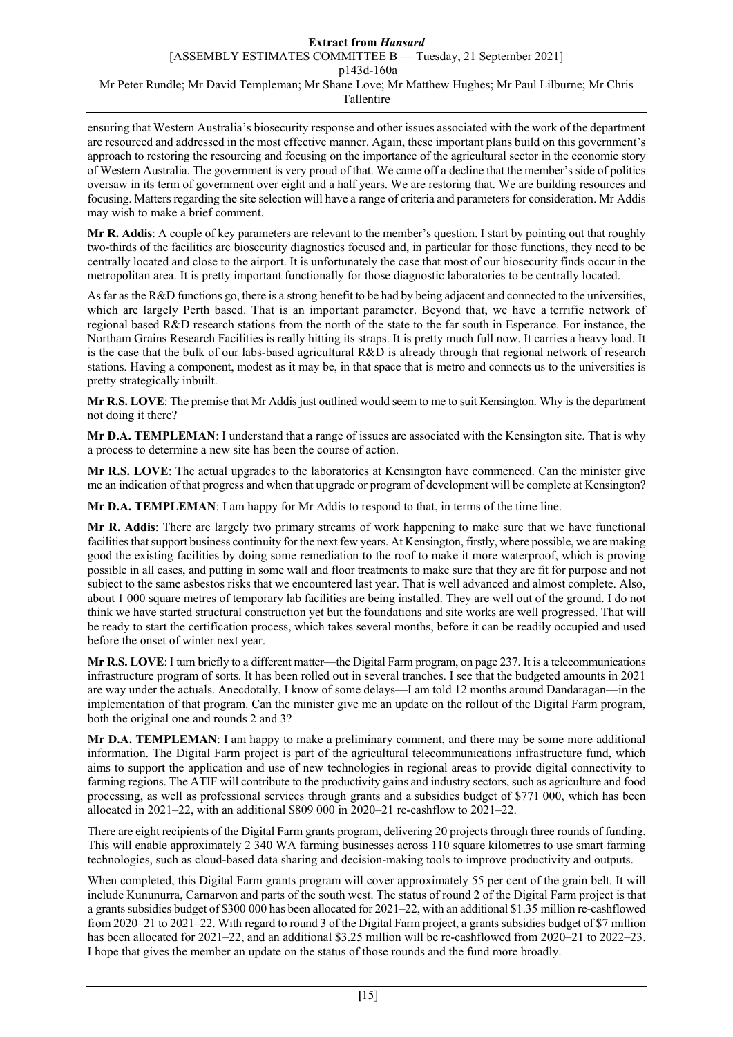ensuring that Western Australia's biosecurity response and other issues associated with the work of the department are resourced and addressed in the most effective manner. Again, these important plans build on this government's approach to restoring the resourcing and focusing on the importance of the agricultural sector in the economic story of Western Australia. The government is very proud of that. We came off a decline that the member's side of politics oversaw in its term of government over eight and a half years. We are restoring that. We are building resources and focusing. Matters regarding the site selection will have a range of criteria and parameters for consideration. Mr Addis may wish to make a brief comment.

**Mr R. Addis**: A couple of key parameters are relevant to the member's question. I start by pointing out that roughly two-thirds of the facilities are biosecurity diagnostics focused and, in particular for those functions, they need to be centrally located and close to the airport. It is unfortunately the case that most of our biosecurity finds occur in the metropolitan area. It is pretty important functionally for those diagnostic laboratories to be centrally located.

As far as the R&D functions go, there is a strong benefit to be had by being adjacent and connected to the universities, which are largely Perth based. That is an important parameter. Beyond that, we have a terrific network of regional based R&D research stations from the north of the state to the far south in Esperance. For instance, the Northam Grains Research Facilities is really hitting its straps. It is pretty much full now. It carries a heavy load. It is the case that the bulk of our labs-based agricultural R&D is already through that regional network of research stations. Having a component, modest as it may be, in that space that is metro and connects us to the universities is pretty strategically inbuilt.

**Mr R.S. LOVE**: The premise that Mr Addis just outlined would seem to me to suit Kensington. Why is the department not doing it there?

**Mr D.A. TEMPLEMAN**: I understand that a range of issues are associated with the Kensington site. That is why a process to determine a new site has been the course of action.

**Mr R.S. LOVE**: The actual upgrades to the laboratories at Kensington have commenced. Can the minister give me an indication of that progress and when that upgrade or program of development will be complete at Kensington?

**Mr D.A. TEMPLEMAN**: I am happy for Mr Addis to respond to that, in terms of the time line.

**Mr R. Addis**: There are largely two primary streams of work happening to make sure that we have functional facilities that support business continuity for the next few years. At Kensington, firstly, where possible, we are making good the existing facilities by doing some remediation to the roof to make it more waterproof, which is proving possible in all cases, and putting in some wall and floor treatments to make sure that they are fit for purpose and not subject to the same asbestos risks that we encountered last year. That is well advanced and almost complete. Also, about 1 000 square metres of temporary lab facilities are being installed. They are well out of the ground. I do not think we have started structural construction yet but the foundations and site works are well progressed. That will be ready to start the certification process, which takes several months, before it can be readily occupied and used before the onset of winter next year.

**Mr R.S. LOVE**: I turn briefly to a different matter—the Digital Farm program, on page 237. It is a telecommunications infrastructure program of sorts. It has been rolled out in several tranches. I see that the budgeted amounts in 2021 are way under the actuals. Anecdotally, I know of some delays—I am told 12 months around Dandaragan—in the implementation of that program. Can the minister give me an update on the rollout of the Digital Farm program, both the original one and rounds 2 and 3?

**Mr D.A. TEMPLEMAN**: I am happy to make a preliminary comment, and there may be some more additional information. The Digital Farm project is part of the agricultural telecommunications infrastructure fund, which aims to support the application and use of new technologies in regional areas to provide digital connectivity to farming regions. The ATIF will contribute to the productivity gains and industry sectors, such as agriculture and food processing, as well as professional services through grants and a subsidies budget of $771 000, which has been allocated in 2021–22, with an additional $809 000 in 2020–21 re-cashflow to 2021–22.

There are eight recipients of the Digital Farm grants program, delivering 20 projects through three rounds of funding. This will enable approximately 2 340 WA farming businesses across 110 square kilometres to use smart farming technologies, such as cloud-based data sharing and decision-making tools to improve productivity and outputs.

When completed, this Digital Farm grants program will cover approximately 55 per cent of the grain belt. It will include Kununurra, Carnarvon and parts of the south west. The status of round 2 of the Digital Farm project is that a grants subsidies budget of $300 000 has been allocated for 2021–22, with an additional $1.35 million re-cashflowed from 2020–21 to 2021–22. With regard to round 3 of the Digital Farm project, a grants subsidies budget of $7 million has been allocated for 2021–22, and an additional $3.25 million will be re-cashflowed from 2020–21 to 2022–23. I hope that gives the member an update on the status of those rounds and the fund more broadly.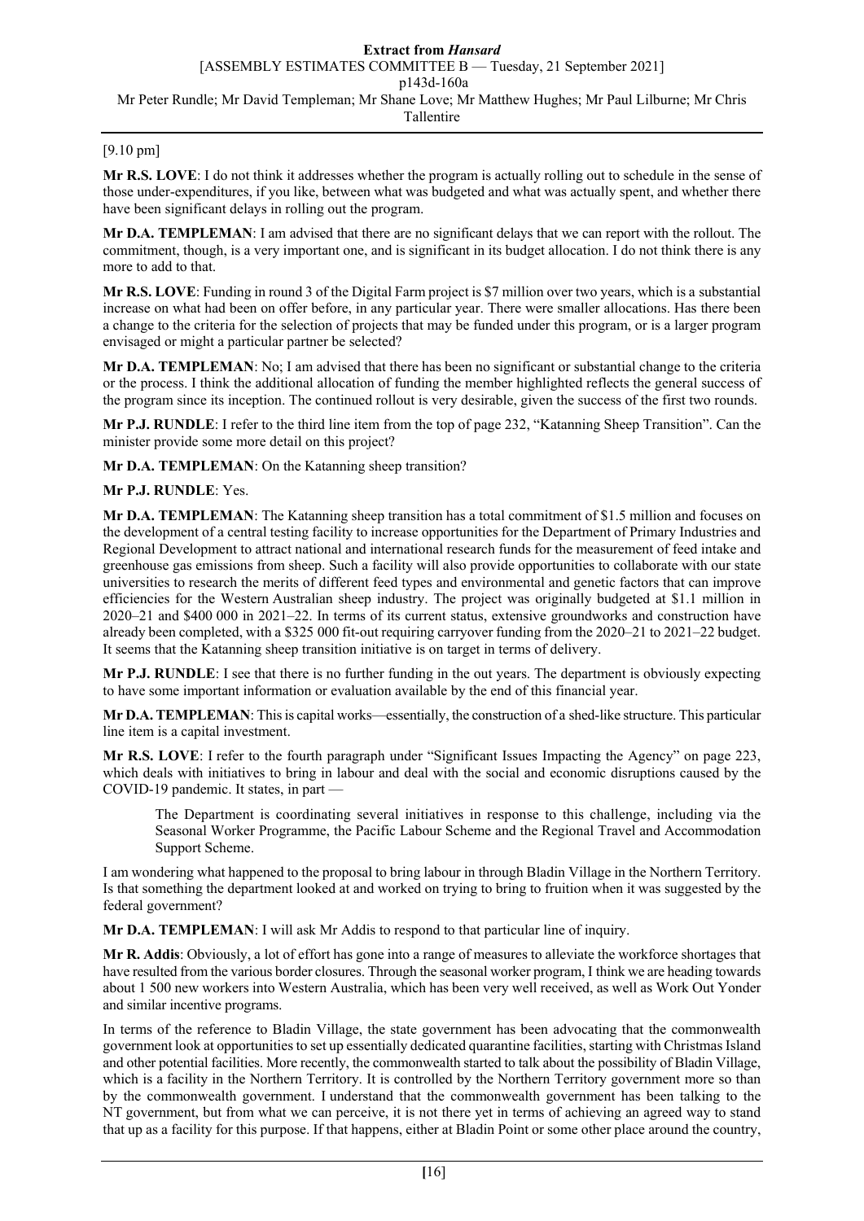[9.10 pm]

**Mr R.S. LOVE**: I do not think it addresses whether the program is actually rolling out to schedule in the sense of those under-expenditures, if you like, between what was budgeted and what was actually spent, and whether there have been significant delays in rolling out the program.

**Mr D.A. TEMPLEMAN**: I am advised that there are no significant delays that we can report with the rollout. The commitment, though, is a very important one, and is significant in its budget allocation. I do not think there is any more to add to that.

**Mr R.S. LOVE**: Funding in round 3 of the Digital Farm project is $7 million over two years, which is a substantial increase on what had been on offer before, in any particular year. There were smaller allocations. Has there been a change to the criteria for the selection of projects that may be funded under this program, or is a larger program envisaged or might a particular partner be selected?

**Mr D.A. TEMPLEMAN**: No; I am advised that there has been no significant or substantial change to the criteria or the process. I think the additional allocation of funding the member highlighted reflects the general success of the program since its inception. The continued rollout is very desirable, given the success of the first two rounds.

**Mr P.J. RUNDLE**: I refer to the third line item from the top of page 232, "Katanning Sheep Transition". Can the minister provide some more detail on this project?

**Mr D.A. TEMPLEMAN**: On the Katanning sheep transition?

**Mr P.J. RUNDLE**: Yes.

**Mr D.A. TEMPLEMAN**: The Katanning sheep transition has a total commitment of $1.5 million and focuses on the development of a central testing facility to increase opportunities for the Department of Primary Industries and Regional Development to attract national and international research funds for the measurement of feed intake and greenhouse gas emissions from sheep. Such a facility will also provide opportunities to collaborate with our state universities to research the merits of different feed types and environmental and genetic factors that can improve efficiencies for the Western Australian sheep industry. The project was originally budgeted at $1.1 million in 2020–21 and $400 000 in 2021–22. In terms of its current status, extensive groundworks and construction have already been completed, with a $325 000 fit-out requiring carryover funding from the 2020–21 to 2021–22 budget. It seems that the Katanning sheep transition initiative is on target in terms of delivery.

**Mr P.J. RUNDLE**: I see that there is no further funding in the out years. The department is obviously expecting to have some important information or evaluation available by the end of this financial year.

**Mr D.A. TEMPLEMAN**: This is capital works—essentially, the construction of a shed-like structure. This particular line item is a capital investment.

**Mr R.S. LOVE**: I refer to the fourth paragraph under "Significant Issues Impacting the Agency" on page 223, which deals with initiatives to bring in labour and deal with the social and economic disruptions caused by the COVID-19 pandemic. It states, in part —

> The Department is coordinating several initiatives in response to this challenge, including via the Seasonal Worker Programme, the Pacific Labour Scheme and the Regional Travel and Accommodation Support Scheme.

I am wondering what happened to the proposal to bring labour in through Bladin Village in the Northern Territory. Is that something the department looked at and worked on trying to bring to fruition when it was suggested by the federal government?

**Mr D.A. TEMPLEMAN**: I will ask Mr Addis to respond to that particular line of inquiry.

**Mr R. Addis**: Obviously, a lot of effort has gone into a range of measures to alleviate the workforce shortages that have resulted from the various border closures. Through the seasonal worker program, I think we are heading towards about 1 500 new workers into Western Australia, which has been very well received, as well as Work Out Yonder and similar incentive programs.

In terms of the reference to Bladin Village, the state government has been advocating that the commonwealth government look at opportunities to set up essentially dedicated quarantine facilities, starting with Christmas Island and other potential facilities. More recently, the commonwealth started to talk about the possibility of Bladin Village, which is a facility in the Northern Territory. It is controlled by the Northern Territory government more so than by the commonwealth government. I understand that the commonwealth government has been talking to the NT government, but from what we can perceive, it is not there yet in terms of achieving an agreed way to stand that up as a facility for this purpose. If that happens, either at Bladin Point or some other place around the country,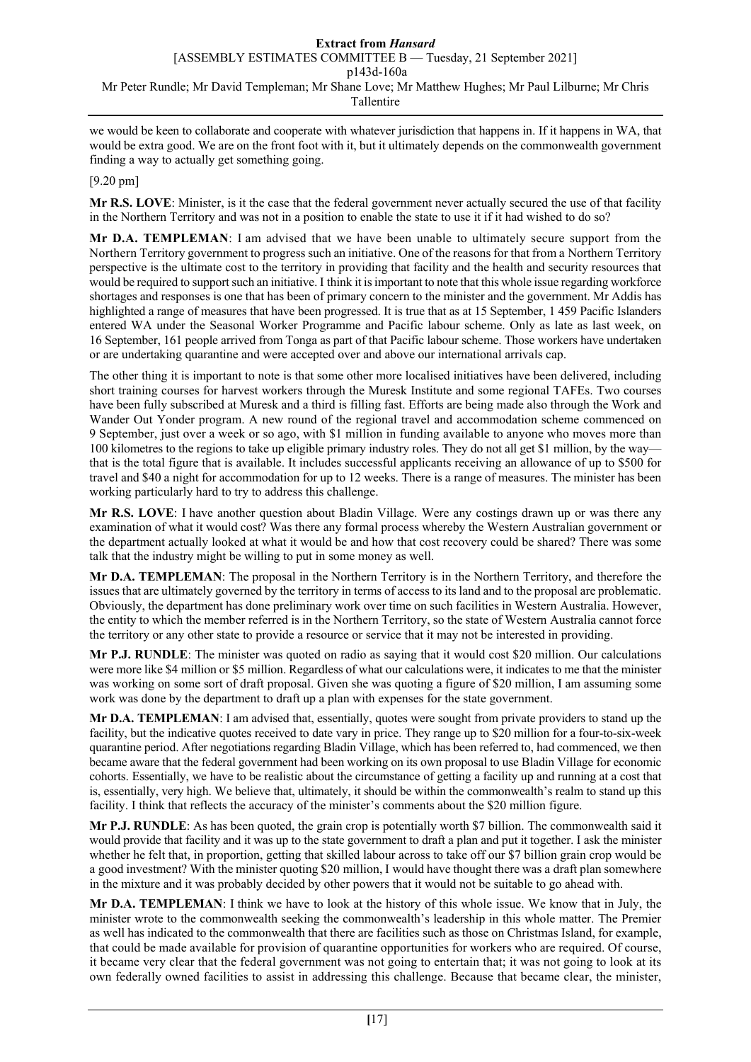we would be keen to collaborate and cooperate with whatever jurisdiction that happens in. If it happens in WA, that would be extra good. We are on the front foot with it, but it ultimately depends on the commonwealth government finding a way to actually get something going.

[9.20 pm]

**Mr R.S. LOVE**: Minister, is it the case that the federal government never actually secured the use of that facility in the Northern Territory and was not in a position to enable the state to use it if it had wished to do so?

**Mr D.A. TEMPLEMAN**: I am advised that we have been unable to ultimately secure support from the Northern Territory government to progress such an initiative. One of the reasons for that from a Northern Territory perspective is the ultimate cost to the territory in providing that facility and the health and security resources that would be required to support such an initiative. I think it is important to note that this whole issue regarding workforce shortages and responses is one that has been of primary concern to the minister and the government. Mr Addis has highlighted a range of measures that have been progressed. It is true that as at 15 September, 1 459 Pacific Islanders entered WA under the Seasonal Worker Programme and Pacific labour scheme. Only as late as last week, on 16 September, 161 people arrived from Tonga as part of that Pacific labour scheme. Those workers have undertaken or are undertaking quarantine and were accepted over and above our international arrivals cap.

The other thing it is important to note is that some other more localised initiatives have been delivered, including short training courses for harvest workers through the Muresk Institute and some regional TAFEs. Two courses have been fully subscribed at Muresk and a third is filling fast. Efforts are being made also through the Work and Wander Out Yonder program. A new round of the regional travel and accommodation scheme commenced on 9 September, just over a week or so ago, with $1 million in funding available to anyone who moves more than 100 kilometres to the regions to take up eligible primary industry roles. They do not all get $1 million, by the way—that is the total figure that is available. It includes successful applicants receiving an allowance of up to $500 for travel and $40 a night for accommodation for up to 12 weeks. There is a range of measures. The minister has been working particularly hard to try to address this challenge.

**Mr R.S. LOVE**: I have another question about Bladin Village. Were any costings drawn up or was there any examination of what it would cost? Was there any formal process whereby the Western Australian government or the department actually looked at what it would be and how that cost recovery could be shared? There was some talk that the industry might be willing to put in some money as well.

**Mr D.A. TEMPLEMAN**: The proposal in the Northern Territory is in the Northern Territory, and therefore the issues that are ultimately governed by the territory in terms of access to its land and to the proposal are problematic. Obviously, the department has done preliminary work over time on such facilities in Western Australia. However, the entity to which the member referred is in the Northern Territory, so the state of Western Australia cannot force the territory or any other state to provide a resource or service that it may not be interested in providing.

**Mr P.J. RUNDLE**: The minister was quoted on radio as saying that it would cost $20 million. Our calculations were more like $4 million or $5 million. Regardless of what our calculations were, it indicates to me that the minister was working on some sort of draft proposal. Given she was quoting a figure of $20 million, I am assuming some work was done by the department to draft up a plan with expenses for the state government.

**Mr D.A. TEMPLEMAN**: I am advised that, essentially, quotes were sought from private providers to stand up the facility, but the indicative quotes received to date vary in price. They range up to $20 million for a four-to-six-week quarantine period. After negotiations regarding Bladin Village, which has been referred to, had commenced, we then became aware that the federal government had been working on its own proposal to use Bladin Village for economic cohorts. Essentially, we have to be realistic about the circumstance of getting a facility up and running at a cost that is, essentially, very high. We believe that, ultimately, it should be within the commonwealth's realm to stand up this facility. I think that reflects the accuracy of the minister's comments about the $20 million figure.

**Mr P.J. RUNDLE**: As has been quoted, the grain crop is potentially worth $7 billion. The commonwealth said it would provide that facility and it was up to the state government to draft a plan and put it together. I ask the minister whether he felt that, in proportion, getting that skilled labour across to take off our $7 billion grain crop would be a good investment? With the minister quoting $20 million, I would have thought there was a draft plan somewhere in the mixture and it was probably decided by other powers that it would not be suitable to go ahead with.

**Mr D.A. TEMPLEMAN**: I think we have to look at the history of this whole issue. We know that in July, the minister wrote to the commonwealth seeking the commonwealth's leadership in this whole matter. The Premier as well has indicated to the commonwealth that there are facilities such as those on Christmas Island, for example, that could be made available for provision of quarantine opportunities for workers who are required. Of course, it became very clear that the federal government was not going to entertain that; it was not going to look at its own federally owned facilities to assist in addressing this challenge. Because that became clear, the minister,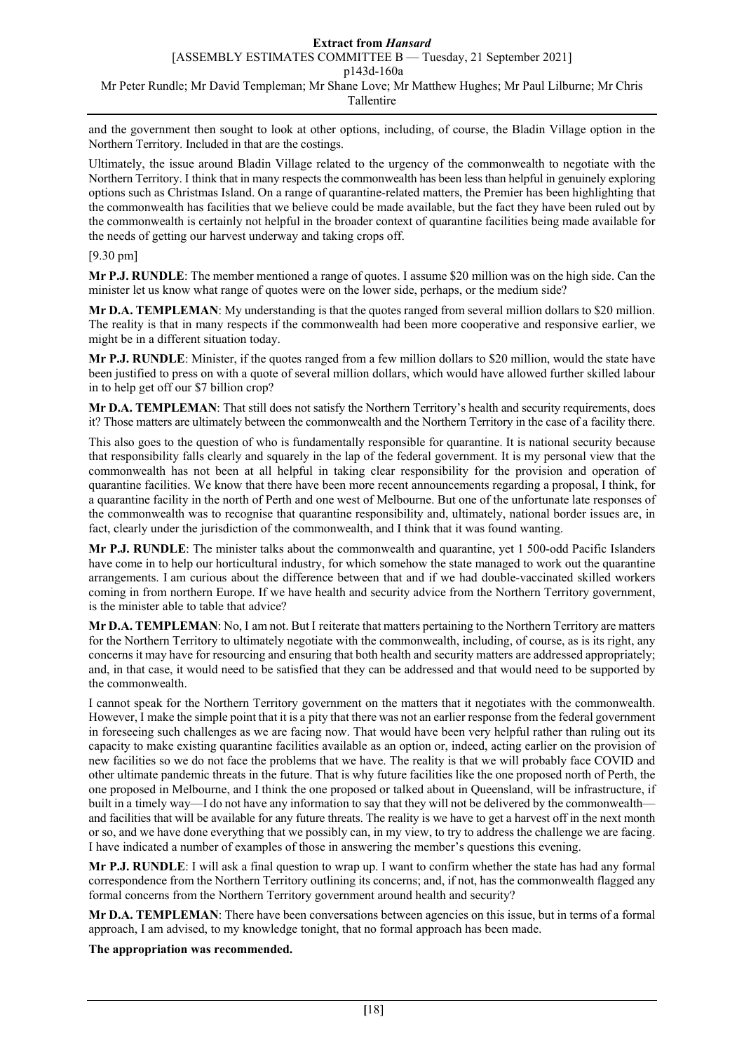and the government then sought to look at other options, including, of course, the Bladin Village option in the Northern Territory. Included in that are the costings.

Ultimately, the issue around Bladin Village related to the urgency of the commonwealth to negotiate with the Northern Territory. I think that in many respects the commonwealth has been less than helpful in genuinely exploring options such as Christmas Island. On a range of quarantine-related matters, the Premier has been highlighting that the commonwealth has facilities that we believe could be made available, but the fact they have been ruled out by the commonwealth is certainly not helpful in the broader context of quarantine facilities being made available for the needs of getting our harvest underway and taking crops off.

[9.30 pm]

**Mr P.J. RUNDLE**: The member mentioned a range of quotes. I assume $20 million was on the high side. Can the minister let us know what range of quotes were on the lower side, perhaps, or the medium side?

**Mr D.A. TEMPLEMAN**: My understanding is that the quotes ranged from several million dollars to $20 million. The reality is that in many respects if the commonwealth had been more cooperative and responsive earlier, we might be in a different situation today.

**Mr P.J. RUNDLE**: Minister, if the quotes ranged from a few million dollars to $20 million, would the state have been justified to press on with a quote of several million dollars, which would have allowed further skilled labour in to help get off our $7 billion crop?

**Mr D.A. TEMPLEMAN**: That still does not satisfy the Northern Territory's health and security requirements, does it? Those matters are ultimately between the commonwealth and the Northern Territory in the case of a facility there.

This also goes to the question of who is fundamentally responsible for quarantine. It is national security because that responsibility falls clearly and squarely in the lap of the federal government. It is my personal view that the commonwealth has not been at all helpful in taking clear responsibility for the provision and operation of quarantine facilities. We know that there have been more recent announcements regarding a proposal, I think, for a quarantine facility in the north of Perth and one west of Melbourne. But one of the unfortunate late responses of the commonwealth was to recognise that quarantine responsibility and, ultimately, national border issues are, in fact, clearly under the jurisdiction of the commonwealth, and I think that it was found wanting.

**Mr P.J. RUNDLE**: The minister talks about the commonwealth and quarantine, yet 1 500-odd Pacific Islanders have come in to help our horticultural industry, for which somehow the state managed to work out the quarantine arrangements. I am curious about the difference between that and if we had double-vaccinated skilled workers coming in from northern Europe. If we have health and security advice from the Northern Territory government, is the minister able to table that advice?

**Mr D.A. TEMPLEMAN**: No, I am not. But I reiterate that matters pertaining to the Northern Territory are matters for the Northern Territory to ultimately negotiate with the commonwealth, including, of course, as is its right, any concerns it may have for resourcing and ensuring that both health and security matters are addressed appropriately; and, in that case, it would need to be satisfied that they can be addressed and that would need to be supported by the commonwealth.

I cannot speak for the Northern Territory government on the matters that it negotiates with the commonwealth. However, I make the simple point that it is a pity that there was not an earlier response from the federal government in foreseeing such challenges as we are facing now. That would have been very helpful rather than ruling out its capacity to make existing quarantine facilities available as an option or, indeed, acting earlier on the provision of new facilities so we do not face the problems that we have. The reality is that we will probably face COVID and other ultimate pandemic threats in the future. That is why future facilities like the one proposed north of Perth, the one proposed in Melbourne, and I think the one proposed or talked about in Queensland, will be infrastructure, if built in a timely way—I do not have any information to say that they will not be delivered by the commonwealth—and facilities that will be available for any future threats. The reality is we have to get a harvest off in the next month or so, and we have done everything that we possibly can, in my view, to try to address the challenge we are facing. I have indicated a number of examples of those in answering the member's questions this evening.

**Mr P.J. RUNDLE**: I will ask a final question to wrap up. I want to confirm whether the state has had any formal correspondence from the Northern Territory outlining its concerns; and, if not, has the commonwealth flagged any formal concerns from the Northern Territory government around health and security?

**Mr D.A. TEMPLEMAN**: There have been conversations between agencies on this issue, but in terms of a formal approach, I am advised, to my knowledge tonight, that no formal approach has been made.

**The appropriation was recommended.**